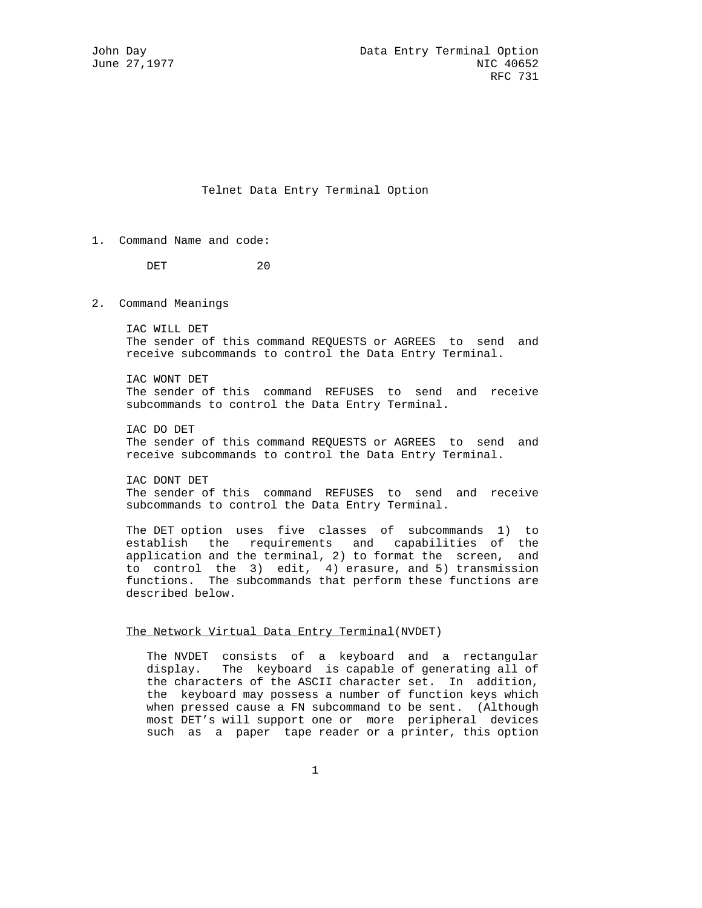John Day
June 27,1977

Data Entry Terminal Option
NIC 40652
RFC 731

# Telnet Data Entry Terminal Option

1. Command Name and code:

   DET 20

2. Command Meanings

   IAC WILL DET
   The sender of this command REQUESTS or AGREES to send and receive subcommands to control the Data Entry Terminal.

   IAC WONT DET
   The sender of this command REFUSES to send and receive subcommands to control the Data Entry Terminal.

   IAC DO DET
   The sender of this command REQUESTS or AGREES to send and receive subcommands to control the Data Entry Terminal.

   IAC DONT DET
   The sender of this command REFUSES to send and receive subcommands to control the Data Entry Terminal.

   The DET option uses five classes of subcommands 1) to establish the requirements and capabilities of the application and the terminal, 2) to format the screen, and to control the 3) edit, 4) erasure, and 5) transmission functions. The subcommands that perform these functions are described below.

   The Network Virtual Data Entry Terminal(NVDET)

   The NVDET consists of a keyboard and a rectangular display. The keyboard is capable of generating all of the characters of the ASCII character set. In addition, the keyboard may possess a number of function keys which when pressed cause a FN subcommand to be sent. (Although most DET's will support one or more peripheral devices such as a paper tape reader or a printer, this option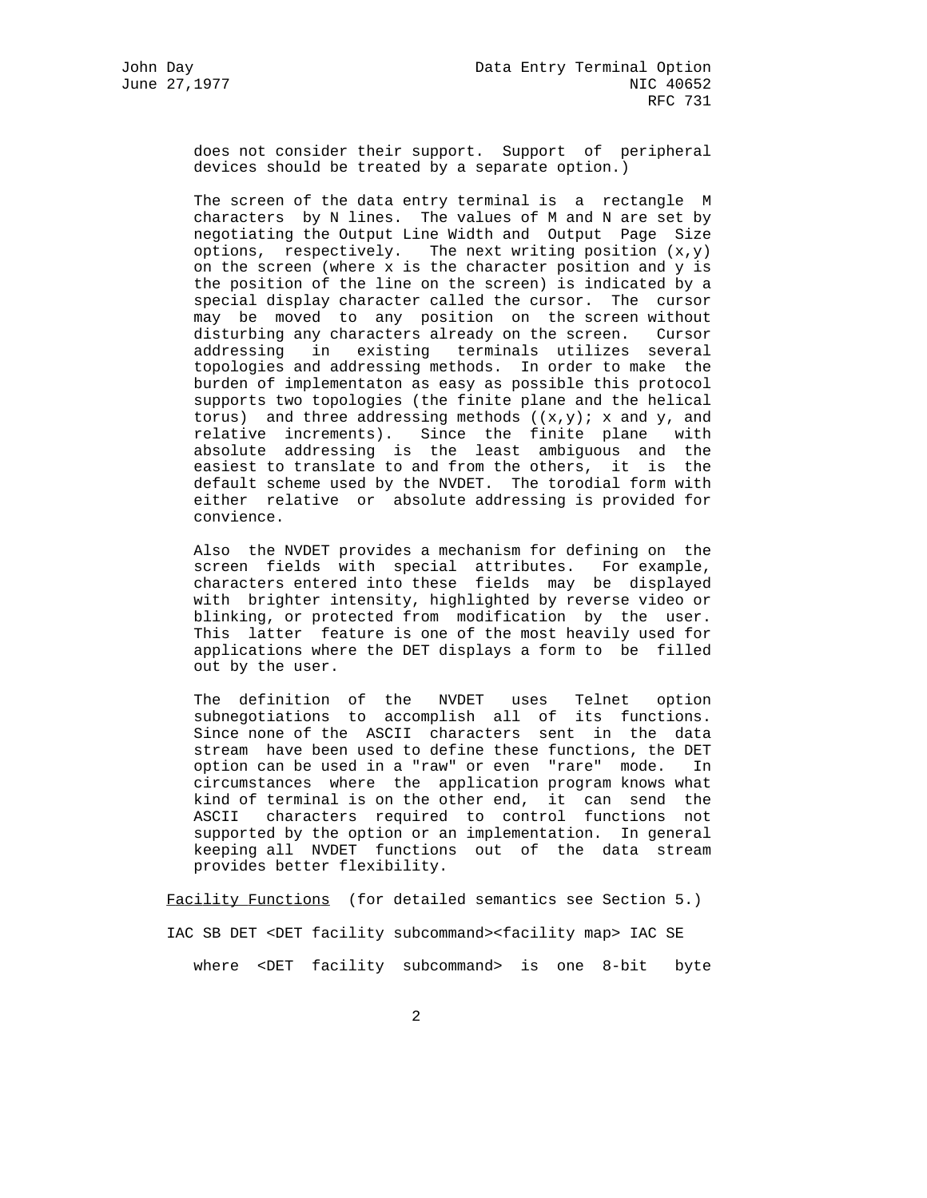does not consider their support. Support of peripheral devices should be treated by a separate option.)

The screen of the data entry terminal is a rectangle M characters by N lines. The values of M and N are set by negotiating the Output Line Width and Output Page Size options, respectively. The next writing position (x,y) on the screen (where x is the character position and y is the position of the line on the screen) is indicated by a special display character called the cursor. The cursor may be moved to any position on the screen without disturbing any characters already on the screen. Cursor addressing in existing terminals utilizes several topologies and addressing methods. In order to make the burden of implementaton as easy as possible this protocol supports two topologies (the finite plane and the helical torus) and three addressing methods ((x,y); x and y, and relative increments). Since the finite plane with absolute addressing is the least ambiguous and the easiest to translate to and from the others, it is the default scheme used by the NVDET. The torodial form with either relative or absolute addressing is provided for convience.

Also the NVDET provides a mechanism for defining on the screen fields with special attributes. For example, characters entered into these fields may be displayed with brighter intensity, highlighted by reverse video or blinking, or protected from modification by the user. This latter feature is one of the most heavily used for applications where the DET displays a form to be filled out by the user.

The definition of the NVDET uses Telnet option subnegotiations to accomplish all of its functions. Since none of the ASCII characters sent in the data stream have been used to define these functions, the DET option can be used in a "raw" or even "rare" mode. In circumstances where the application program knows what kind of terminal is on the other end, it can send the ASCII characters required to control functions not supported by the option or an implementation. In general keeping all NVDET functions out of the data stream provides better flexibility.

<u>Facility Functions</u> (for detailed semantics see Section 5.)

IAC SB DET <DET facility subcommand><facility map> IAC SE

where <DET facility subcommand> is one 8-bit byte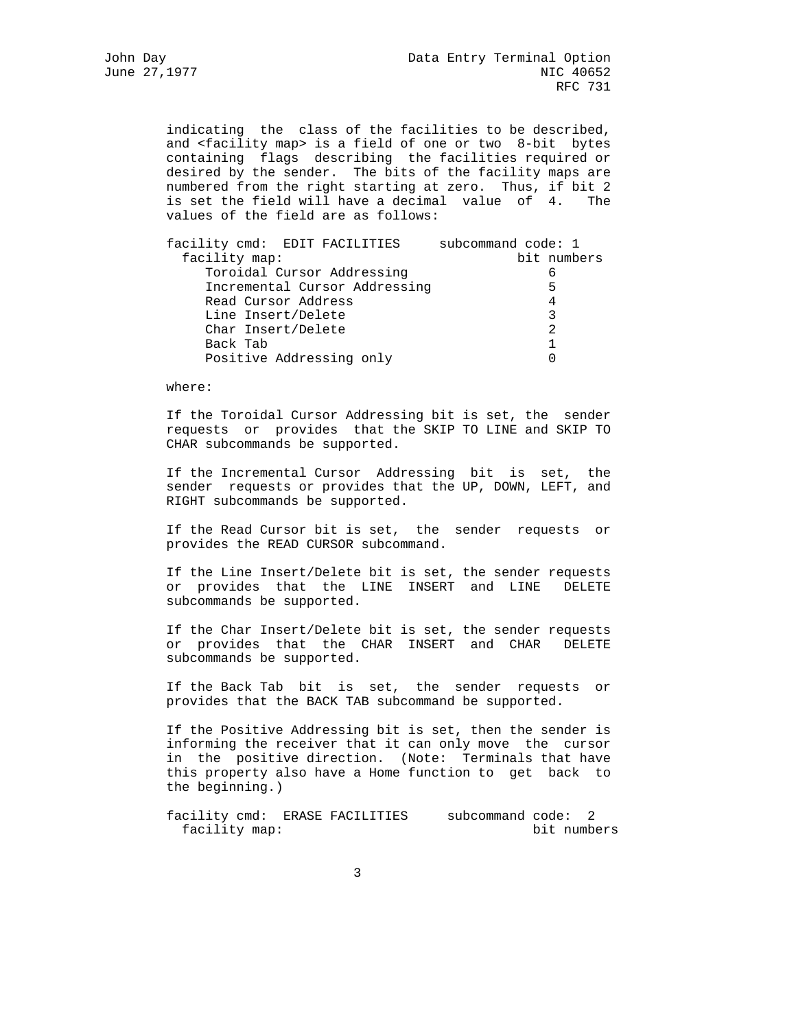indicating the class of the facilities to be described, and <facility map> is a field of one or two 8-bit bytes containing flags describing the facilities required or desired by the sender. The bits of the facility maps are numbered from the right starting at zero. Thus, if bit 2 is set the field will have a decimal value of 4. The values of the field are as follows:

facility cmd: EDIT FACILITIES subcommand code: 1

| facility map: | bit numbers |
| --- | --- |
| Toroidal Cursor Addressing | 6 |
| Incremental Cursor Addressing | 5 |
| Read Cursor Address | 4 |
| Line Insert/Delete | 3 |
| Char Insert/Delete | 2 |
| Back Tab | 1 |
| Positive Addressing only | 0 |

where:

If the Toroidal Cursor Addressing bit is set, the sender requests or provides that the SKIP TO LINE and SKIP TO CHAR subcommands be supported.

If the Incremental Cursor Addressing bit is set, the sender requests or provides that the UP, DOWN, LEFT, and RIGHT subcommands be supported.

If the Read Cursor bit is set, the sender requests or provides the READ CURSOR subcommand.

If the Line Insert/Delete bit is set, the sender requests or provides that the LINE INSERT and LINE DELETE subcommands be supported.

If the Char Insert/Delete bit is set, the sender requests or provides that the CHAR INSERT and CHAR DELETE subcommands be supported.

If the Back Tab bit is set, the sender requests or provides that the BACK TAB subcommand be supported.

If the Positive Addressing bit is set, then the sender is informing the receiver that it can only move the cursor in the positive direction. (Note: Terminals that have this property also have a Home function to get back to the beginning.)

facility cmd: ERASE FACILITIES subcommand code: 2

facility map: bit numbers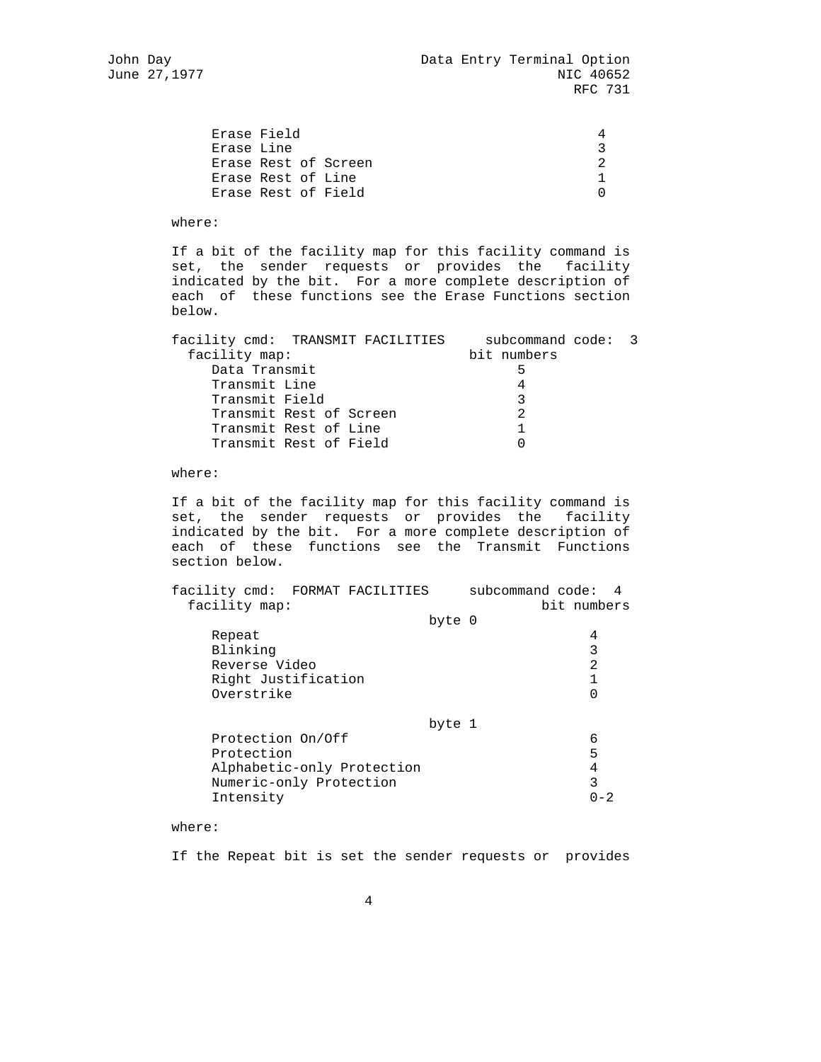| | |
|---|---|
| Erase Field | 4 |
| Erase Line | 3 |
| Erase Rest of Screen | 2 |
| Erase Rest of Line | 1 |
| Erase Rest of Field | 0 |

where:

If a bit of the facility map for this facility command is set, the sender requests or provides the facility indicated by the bit. For a more complete description of each of these functions see the Erase Functions section below.

facility cmd: TRANSMIT FACILITIES subcommand code: 3

| facility map: | bit numbers |
|---|---|
| Data Transmit | 5 |
| Transmit Line | 4 |
| Transmit Field | 3 |
| Transmit Rest of Screen | 2 |
| Transmit Rest of Line | 1 |
| Transmit Rest of Field | 0 |

where:

If a bit of the facility map for this facility command is set, the sender requests or provides the facility indicated by the bit. For a more complete description of each of these functions see the Transmit Functions section below.

facility cmd: FORMAT FACILITIES subcommand code: 4

| facility map: | | bit numbers |
|---|---|---|
| | byte 0 | |
| Repeat | | 4 |
| Blinking | | 3 |
| Reverse Video | | 2 |
| Right Justification | | 1 |
| Overstrike | | 0 |
| | byte 1 | |
| Protection On/Off | | 6 |
| Protection | | 5 |
| Alphabetic-only Protection | | 4 |
| Numeric-only Protection | | 3 |
| Intensity | | 0-2 |

where:

If the Repeat bit is set the sender requests or provides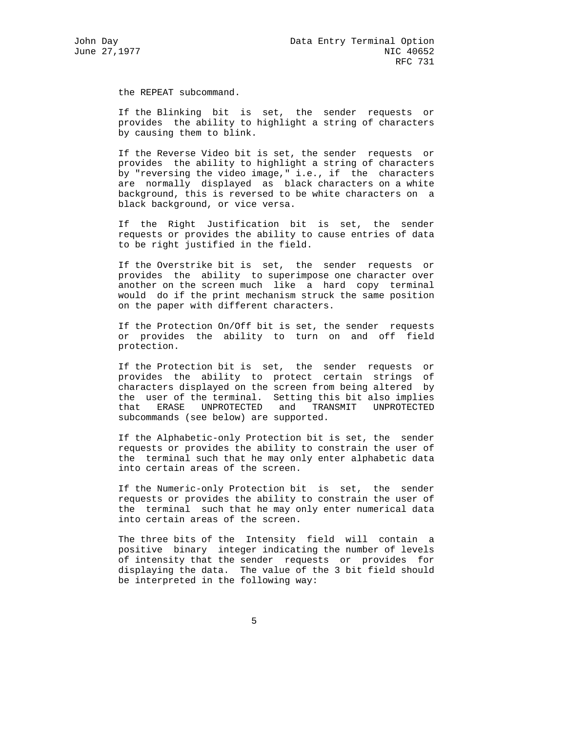the REPEAT subcommand.

If the Blinking bit is set, the sender requests or provides the ability to highlight a string of characters by causing them to blink.

If the Reverse Video bit is set, the sender requests or provides the ability to highlight a string of characters by "reversing the video image," i.e., if the characters are normally displayed as black characters on a white background, this is reversed to be white characters on a black background, or vice versa.

If the Right Justification bit is set, the sender requests or provides the ability to cause entries of data to be right justified in the field.

If the Overstrike bit is set, the sender requests or provides the ability to superimpose one character over another on the screen much like a hard copy terminal would do if the print mechanism struck the same position on the paper with different characters.

If the Protection On/Off bit is set, the sender requests or provides the ability to turn on and off field protection.

If the Protection bit is set, the sender requests or provides the ability to protect certain strings of characters displayed on the screen from being altered by the user of the terminal. Setting this bit also implies that ERASE UNPROTECTED and TRANSMIT UNPROTECTED subcommands (see below) are supported.

If the Alphabetic-only Protection bit is set, the sender requests or provides the ability to constrain the user of the terminal such that he may only enter alphabetic data into certain areas of the screen.

If the Numeric-only Protection bit is set, the sender requests or provides the ability to constrain the user of the terminal such that he may only enter numerical data into certain areas of the screen.

The three bits of the Intensity field will contain a positive binary integer indicating the number of levels of intensity that the sender requests or provides for displaying the data. The value of the 3 bit field should be interpreted in the following way: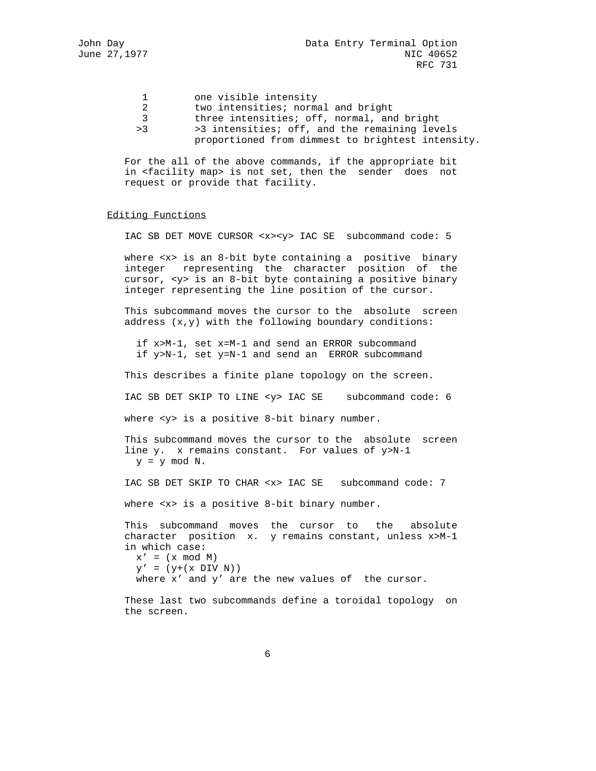| | |
|---|---|
| 1 | one visible intensity |
| 2 | two intensities; normal and bright |
| 3 | three intensities; off, normal, and bright |
| >3 | >3 intensities; off, and the remaining levels proportioned from dimmest to brightest intensity. |

For the all of the above commands, if the appropriate bit in <facility map> is not set, then the sender does not request or provide that facility.

## Editing Functions

IAC SB DET MOVE CURSOR <x><y> IAC SE  subcommand code: 5

where <x> is an 8-bit byte containing a positive binary integer representing the character position of the cursor, <y> is an 8-bit byte containing a positive binary integer representing the line position of the cursor.

This subcommand moves the cursor to the absolute screen address (x,y) with the following boundary conditions:

```
  if x>M-1, set x=M-1 and send an ERROR subcommand
  if y>N-1, set y=N-1 and send an  ERROR subcommand
```

This describes a finite plane topology on the screen.

IAC SB DET SKIP TO LINE <y> IAC SE    subcommand code: 6

where <y> is a positive 8-bit binary number.

This subcommand moves the cursor to the absolute screen line y.  x remains constant.  For values of y>N-1
  y = y mod N.

IAC SB DET SKIP TO CHAR <x> IAC SE   subcommand code: 7

where <x> is a positive 8-bit binary number.

This subcommand moves the cursor to the absolute character position x.  y remains constant, unless x>M-1 in which case:

```
  x' = (x mod M)
  y' = (y+(x DIV N))
  where x' and y' are the new values of  the cursor.
```

These last two subcommands define a toroidal topology on the screen.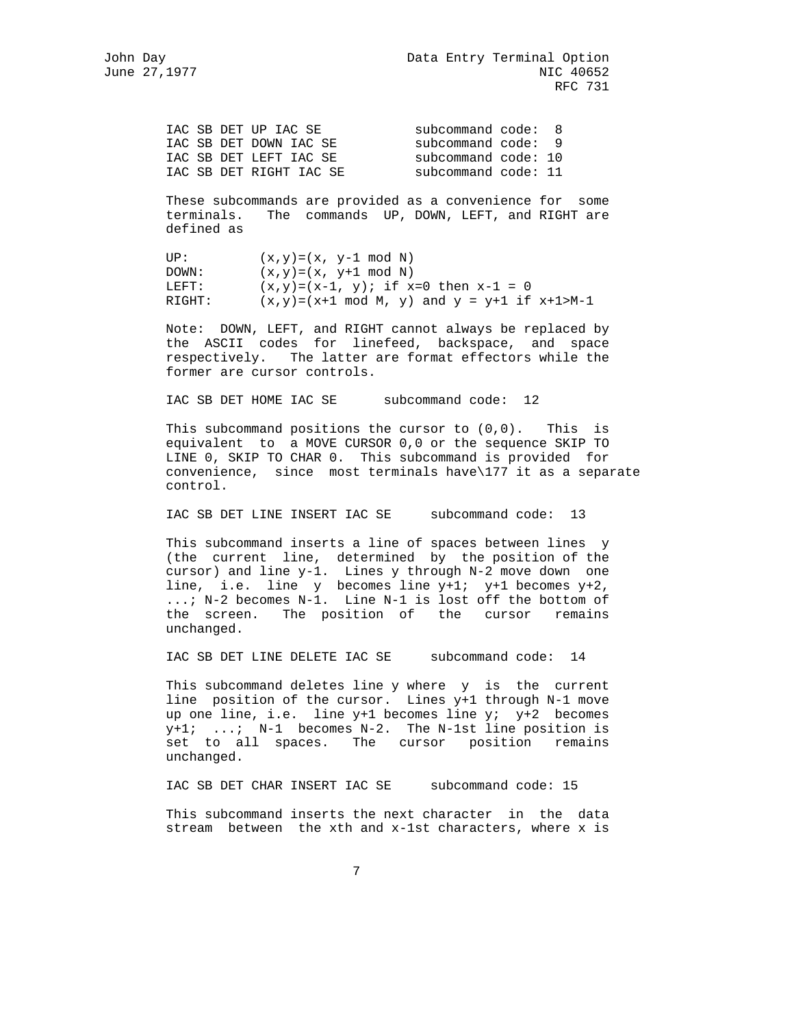IAC SB DET UP IAC SE subcommand code: 8
IAC SB DET DOWN IAC SE subcommand code: 9
IAC SB DET LEFT IAC SE subcommand code: 10
IAC SB DET RIGHT IAC SE subcommand code: 11

These subcommands are provided as a convenience for some terminals. The commands UP, DOWN, LEFT, and RIGHT are defined as

```
UP:        (x,y)=(x, y-1 mod N)
DOWN:      (x,y)=(x, y+1 mod N)
LEFT:      (x,y)=(x-1, y); if x=0 then x-1 = 0
RIGHT:     (x,y)=(x+1 mod M, y) and y = y+1 if x+1>M-1
```

Note: DOWN, LEFT, and RIGHT cannot always be replaced by the ASCII codes for linefeed, backspace, and space respectively. The latter are format effectors while the former are cursor controls.

IAC SB DET HOME IAC SE subcommand code: 12

This subcommand positions the cursor to (0,0). This is equivalent to a MOVE CURSOR 0,0 or the sequence SKIP TO LINE 0, SKIP TO CHAR 0. This subcommand is provided for convenience, since most terminals have\177 it as a separate control.

IAC SB DET LINE INSERT IAC SE subcommand code: 13

This subcommand inserts a line of spaces between lines y (the current line, determined by the position of the cursor) and line y-1. Lines y through N-2 move down one line, i.e. line y becomes line y+1; y+1 becomes y+2, ...; N-2 becomes N-1. Line N-1 is lost off the bottom of the screen. The position of the cursor remains unchanged.

IAC SB DET LINE DELETE IAC SE subcommand code: 14

This subcommand deletes line y where y is the current line position of the cursor. Lines y+1 through N-1 move up one line, i.e. line y+1 becomes line y; y+2 becomes y+1; ...; N-1 becomes N-2. The N-1st line position is set to all spaces. The cursor position remains unchanged.

IAC SB DET CHAR INSERT IAC SE subcommand code: 15

This subcommand inserts the next character in the data stream between the xth and x-1st characters, where x is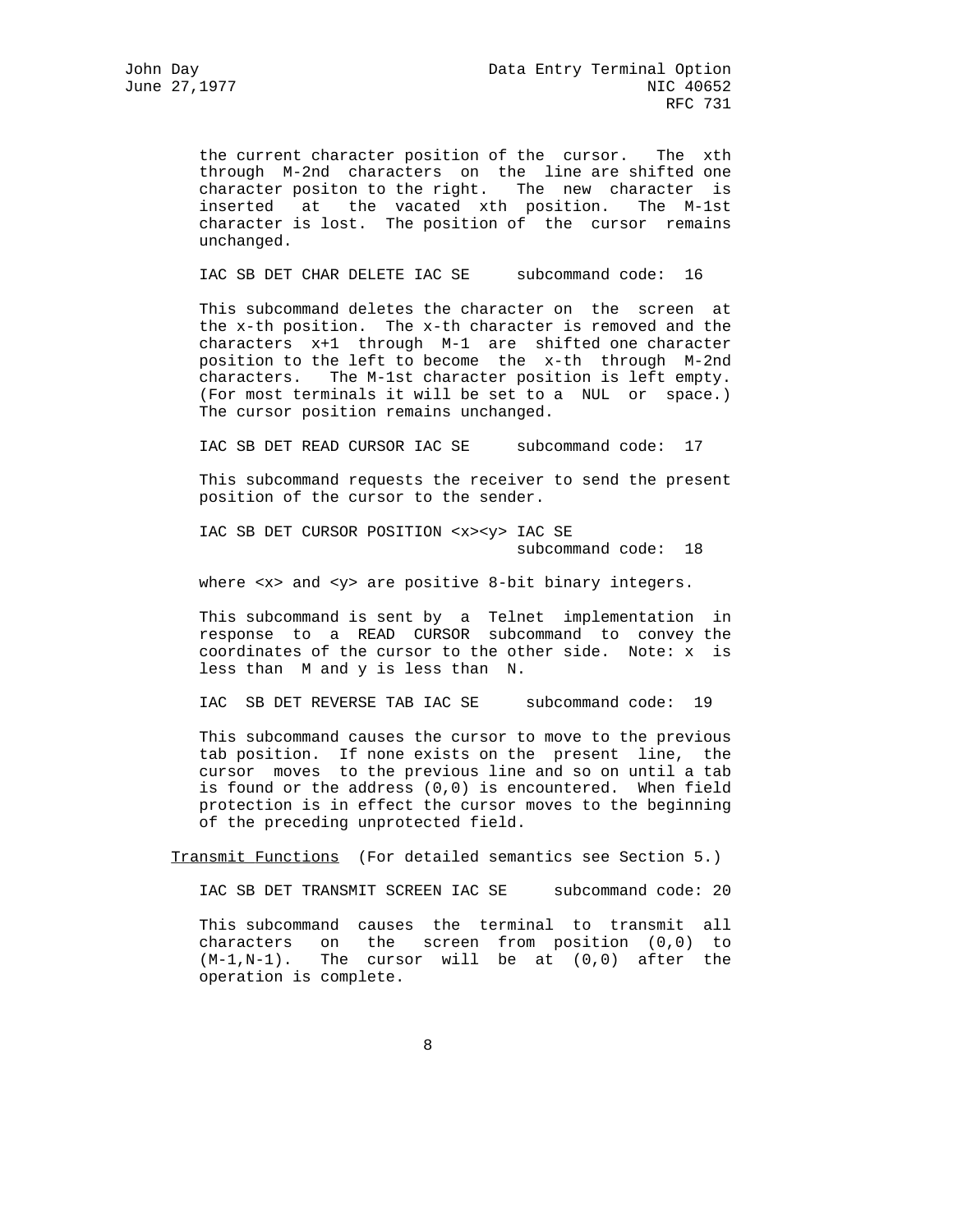the current character position of the cursor. The xth through M-2nd characters on the line are shifted one character positon to the right. The new character is inserted at the vacated xth position. The M-1st character is lost. The position of the cursor remains unchanged.

IAC SB DET CHAR DELETE IAC SE     subcommand code: 16

This subcommand deletes the character on the screen at the x-th position. The x-th character is removed and the characters x+1 through M-1 are shifted one character position to the left to become the x-th through M-2nd characters. The M-1st character position is left empty. (For most terminals it will be set to a NUL or space.) The cursor position remains unchanged.

IAC SB DET READ CURSOR IAC SE     subcommand code: 17

This subcommand requests the receiver to send the present position of the cursor to the sender.

IAC SB DET CURSOR POSITION <x><y> IAC SE
subcommand code: 18

where <x> and <y> are positive 8-bit binary integers.

This subcommand is sent by a Telnet implementation in response to a READ CURSOR subcommand to convey the coordinates of the cursor to the other side. Note: x is less than M and y is less than N.

IAC SB DET REVERSE TAB IAC SE     subcommand code: 19

This subcommand causes the cursor to move to the previous tab position. If none exists on the present line, the cursor moves to the previous line and so on until a tab is found or the address (0,0) is encountered. When field protection is in effect the cursor moves to the beginning of the preceding unprotected field.

Transmit Functions (For detailed semantics see Section 5.)

IAC SB DET TRANSMIT SCREEN IAC SE     subcommand code: 20

This subcommand causes the terminal to transmit all characters on the screen from position (0,0) to (M-1,N-1). The cursor will be at (0,0) after the operation is complete.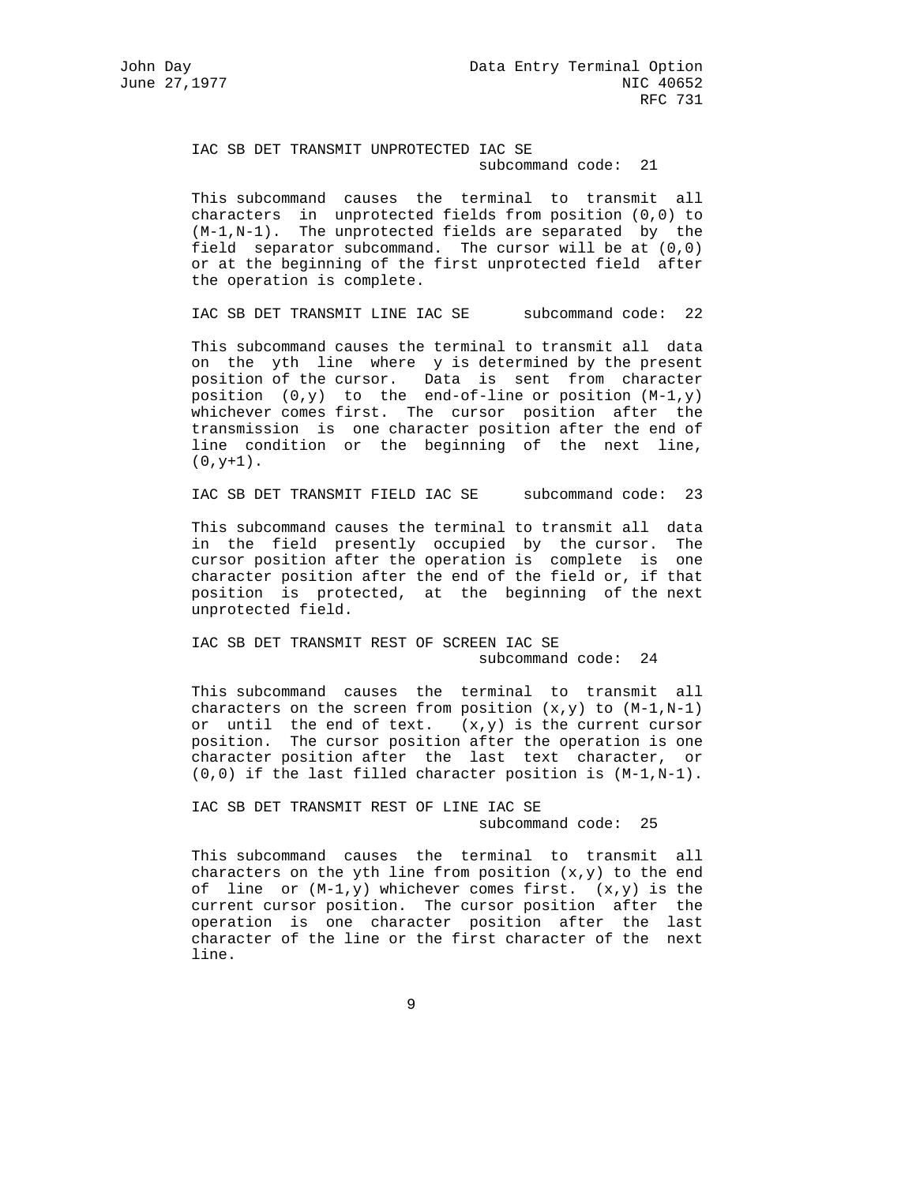IAC SB DET TRANSMIT UNPROTECTED IAC SE
subcommand code: 21

This subcommand causes the terminal to transmit all characters in unprotected fields from position (0,0) to (M-1,N-1). The unprotected fields are separated by the field separator subcommand. The cursor will be at (0,0) or at the beginning of the first unprotected field after the operation is complete.

IAC SB DET TRANSMIT LINE IAC SE      subcommand code: 22

This subcommand causes the terminal to transmit all data on the yth line where y is determined by the present position of the cursor. Data is sent from character position (0,y) to the end-of-line or position (M-1,y) whichever comes first. The cursor position after the transmission is one character position after the end of line condition or the beginning of the next line, (0,y+1).

IAC SB DET TRANSMIT FIELD IAC SE     subcommand code: 23

This subcommand causes the terminal to transmit all data in the field presently occupied by the cursor. The cursor position after the operation is complete is one character position after the end of the field or, if that position is protected, at the beginning of the next unprotected field.

IAC SB DET TRANSMIT REST OF SCREEN IAC SE
subcommand code: 24

This subcommand causes the terminal to transmit all characters on the screen from position (x,y) to (M-1,N-1) or until the end of text. (x,y) is the current cursor position. The cursor position after the operation is one character position after the last text character, or (0,0) if the last filled character position is (M-1,N-1).

IAC SB DET TRANSMIT REST OF LINE IAC SE
subcommand code: 25

This subcommand causes the terminal to transmit all characters on the yth line from position (x,y) to the end of line or (M-1,y) whichever comes first. (x,y) is the current cursor position. The cursor position after the operation is one character position after the last character of the line or the first character of the next line.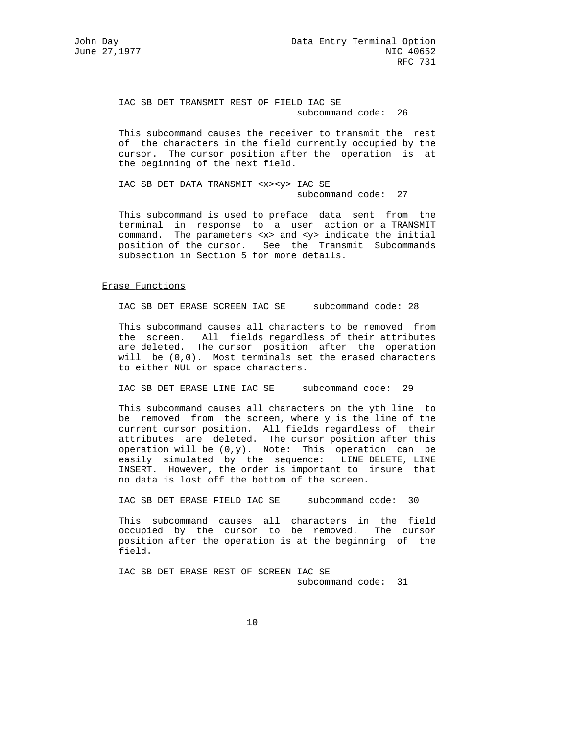IAC SB DET TRANSMIT REST OF FIELD IAC SE
subcommand code: 26

This subcommand causes the receiver to transmit the rest of the characters in the field currently occupied by the cursor. The cursor position after the operation is at the beginning of the next field.

IAC SB DET DATA TRANSMIT <x><y> IAC SE
subcommand code: 27

This subcommand is used to preface data sent from the terminal in response to a user action or a TRANSMIT command. The parameters <x> and <y> indicate the initial position of the cursor. See the Transmit Subcommands subsection in Section 5 for more details.

### Erase Functions

IAC SB DET ERASE SCREEN IAC SE     subcommand code: 28

This subcommand causes all characters to be removed from the screen. All fields regardless of their attributes are deleted. The cursor position after the operation will be (0,0). Most terminals set the erased characters to either NUL or space characters.

IAC SB DET ERASE LINE IAC SE     subcommand code: 29

This subcommand causes all characters on the yth line to be removed from the screen, where y is the line of the current cursor position. All fields regardless of their attributes are deleted. The cursor position after this operation will be (0,y). Note: This operation can be easily simulated by the sequence: LINE DELETE, LINE INSERT. However, the order is important to insure that no data is lost off the bottom of the screen.

IAC SB DET ERASE FIELD IAC SE     subcommand code: 30

This subcommand causes all characters in the field occupied by the cursor to be removed. The cursor position after the operation is at the beginning of the field.

IAC SB DET ERASE REST OF SCREEN IAC SE
subcommand code: 31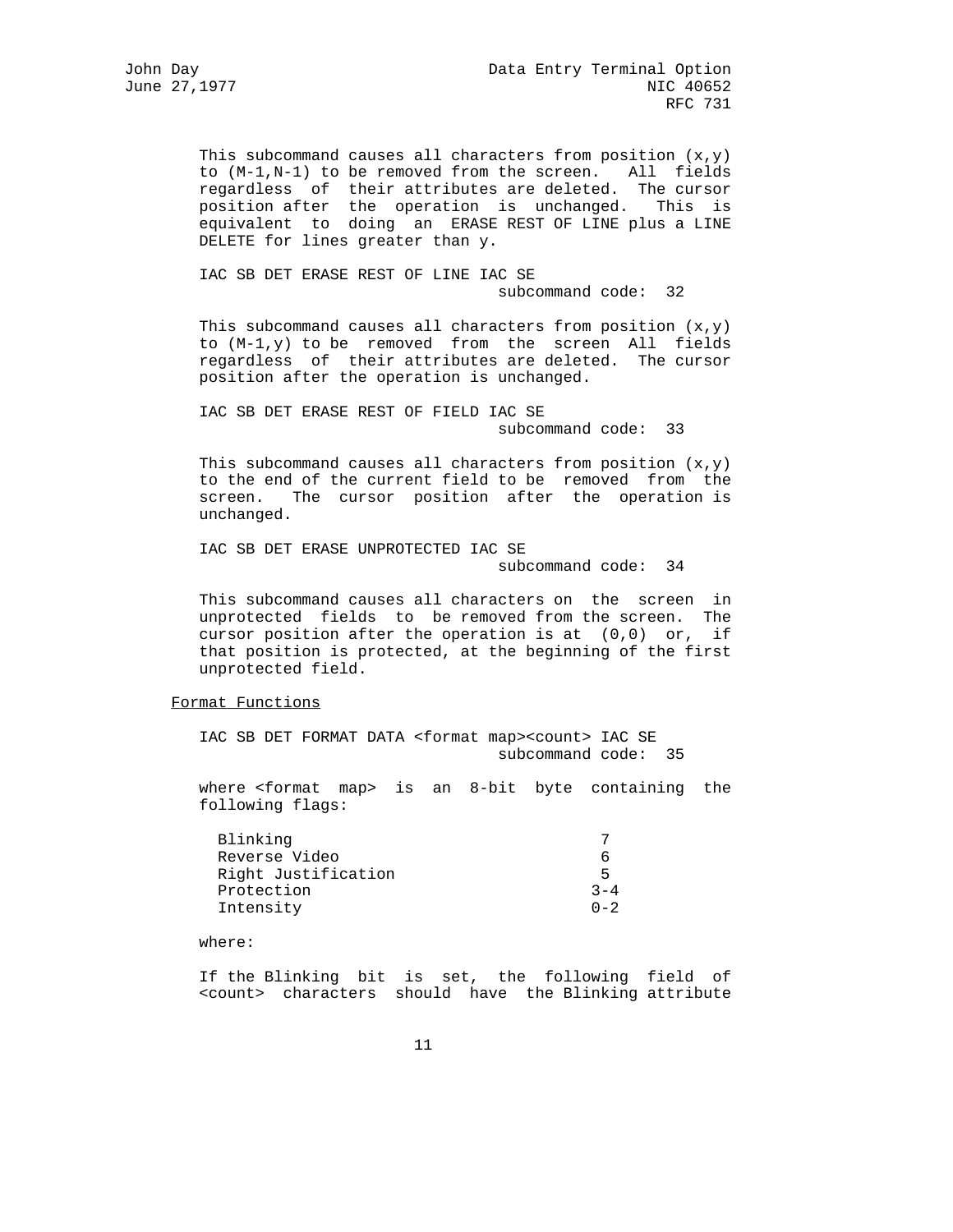This subcommand causes all characters from position (x,y) to (M-1,N-1) to be removed from the screen. All fields regardless of their attributes are deleted. The cursor position after the operation is unchanged. This is equivalent to doing an ERASE REST OF LINE plus a LINE DELETE for lines greater than y.

IAC SB DET ERASE REST OF LINE IAC SE
subcommand code: 32

This subcommand causes all characters from position (x,y) to (M-1,y) to be removed from the screen All fields regardless of their attributes are deleted. The cursor position after the operation is unchanged.

IAC SB DET ERASE REST OF FIELD IAC SE
subcommand code: 33

This subcommand causes all characters from position (x,y) to the end of the current field to be removed from the screen. The cursor position after the operation is unchanged.

IAC SB DET ERASE UNPROTECTED IAC SE
subcommand code: 34

This subcommand causes all characters on the screen in unprotected fields to be removed from the screen. The cursor position after the operation is at (0,0) or, if that position is protected, at the beginning of the first unprotected field.

## Format Functions

IAC SB DET FORMAT DATA <format map><count> IAC SE
subcommand code: 35

where <format map> is an 8-bit byte containing the following flags:

| | |
|---|---|
| Blinking | 7 |
| Reverse Video | 6 |
| Right Justification | 5 |
| Protection | 3-4 |
| Intensity | 0-2 |

where:

If the Blinking bit is set, the following field of <count> characters should have the Blinking attribute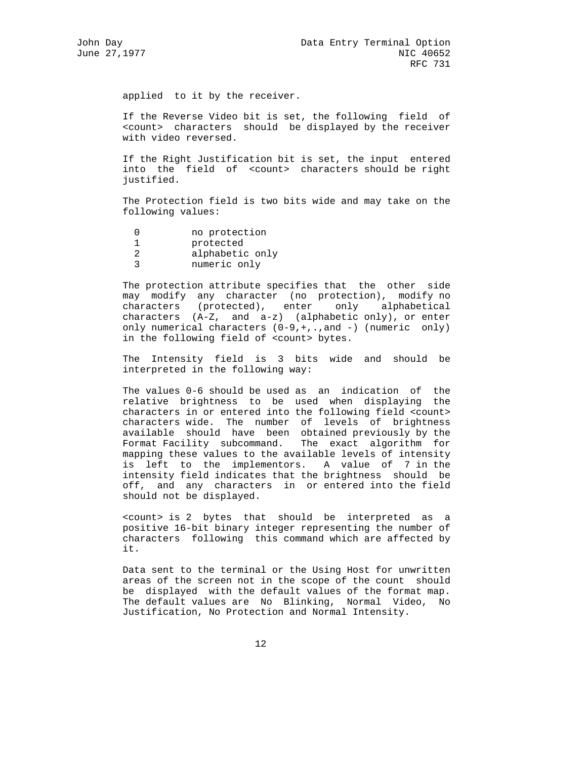applied to it by the receiver.

If the Reverse Video bit is set, the following field of <count> characters should be displayed by the receiver with video reversed.

If the Right Justification bit is set, the input entered into the field of <count> characters should be right justified.

The Protection field is two bits wide and may take on the following values:

| | |
|---|---|
| 0 | no protection |
| 1 | protected |
| 2 | alphabetic only |
| 3 | numeric only |

The protection attribute specifies that the other side may modify any character (no protection), modify no characters (protected), enter only alphabetical characters (A-Z, and a-z) (alphabetic only), or enter only numerical characters (0-9,+,.,and -) (numeric only) in the following field of <count> bytes.

The Intensity field is 3 bits wide and should be interpreted in the following way:

The values 0-6 should be used as an indication of the relative brightness to be used when displaying the characters in or entered into the following field <count> characters wide. The number of levels of brightness available should have been obtained previously by the Format Facility subcommand. The exact algorithm for mapping these values to the available levels of intensity is left to the implementors. A value of 7 in the intensity field indicates that the brightness should be off, and any characters in or entered into the field should not be displayed.

<count> is 2 bytes that should be interpreted as a positive 16-bit binary integer representing the number of characters following this command which are affected by it.

Data sent to the terminal or the Using Host for unwritten areas of the screen not in the scope of the count should be displayed with the default values of the format map. The default values are No Blinking, Normal Video, No Justification, No Protection and Normal Intensity.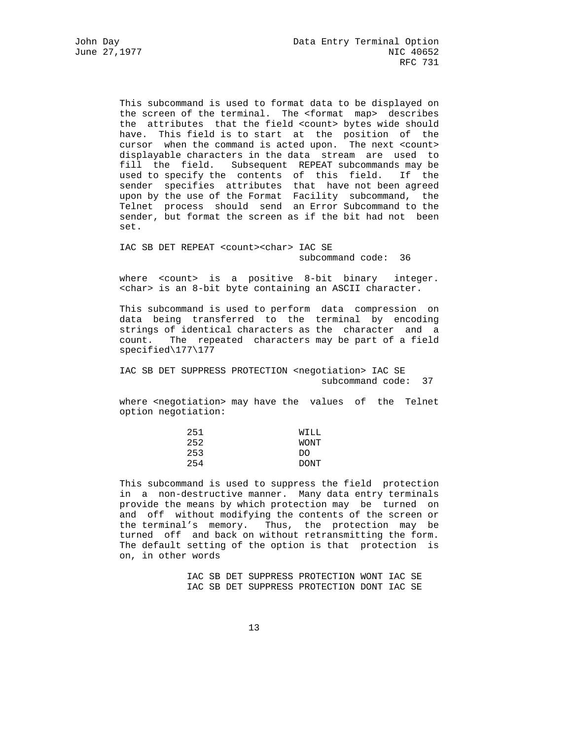This subcommand is used to format data to be displayed on the screen of the terminal. The <format map> describes the attributes that the field <count> bytes wide should have. This field is to start at the position of the cursor when the command is acted upon. The next <count> displayable characters in the data stream are used to fill the field. Subsequent REPEAT subcommands may be used to specify the contents of this field. If the sender specifies attributes that have not been agreed upon by the use of the Format Facility subcommand, the Telnet process should send an Error Subcommand to the sender, but format the screen as if the bit had not been set.

```
IAC SB DET REPEAT <count><char> IAC SE
                                subcommand code:  36
```

where <count> is a positive 8-bit binary integer. <char> is an 8-bit byte containing an ASCII character.

This subcommand is used to perform data compression on data being transferred to the terminal by encoding strings of identical characters as the character and a count. The repeated characters may be part of a field specified\177\177

```
IAC SB DET SUPPRESS PROTECTION <negotiation> IAC SE
                                      subcommand code:  37
```

where <negotiation> may have the values of the Telnet option negotiation:

| | |
|---|---|
| 251 | WILL |
| 252 | WONT |
| 253 | DO |
| 254 | DONT |

This subcommand is used to suppress the field protection in a non-destructive manner. Many data entry terminals provide the means by which protection may be turned on and off without modifying the contents of the screen or the terminal's memory. Thus, the protection may be turned off and back on without retransmitting the form. The default setting of the option is that protection is on, in other words

```
IAC SB DET SUPPRESS PROTECTION WONT IAC SE
IAC SB DET SUPPRESS PROTECTION DONT IAC SE
```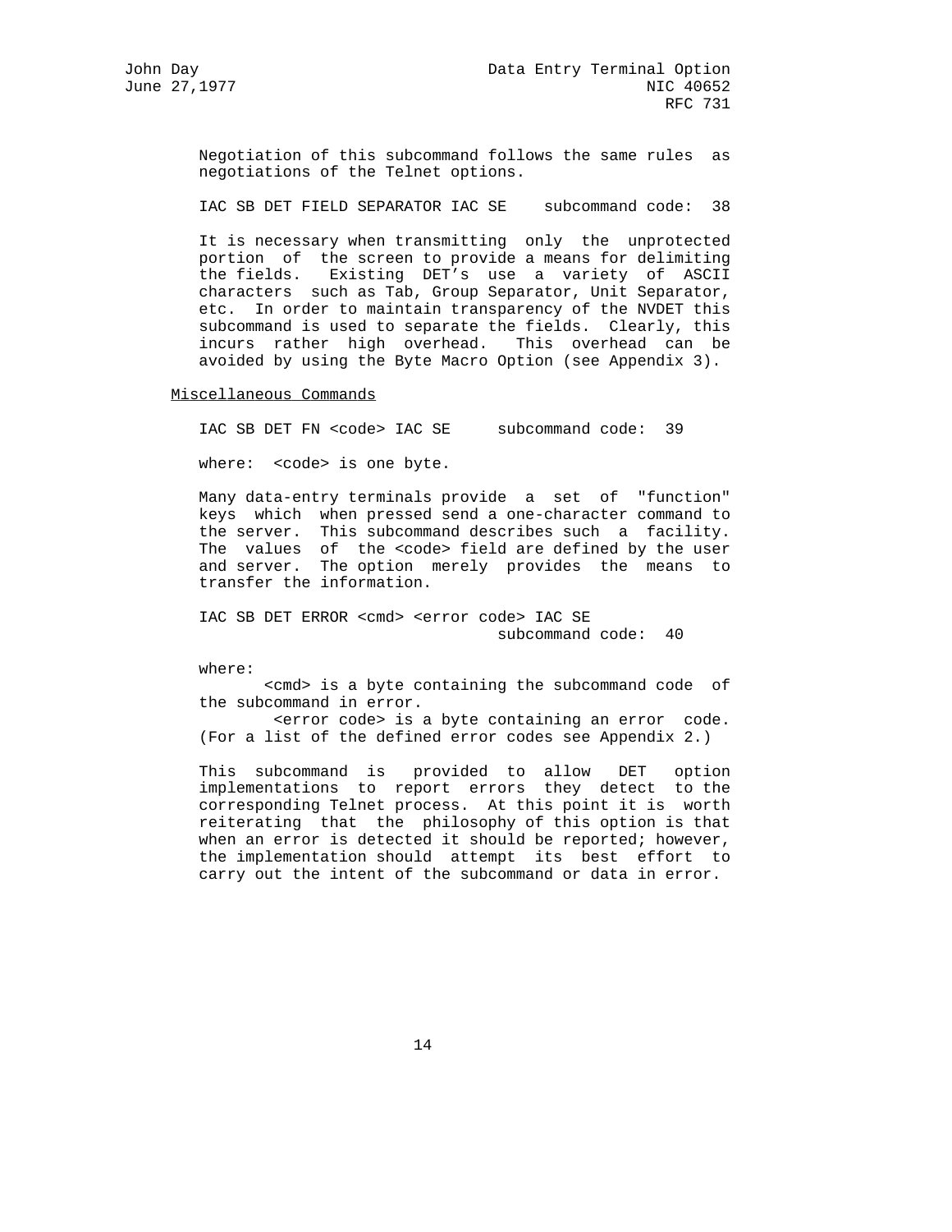Negotiation of this subcommand follows the same rules as negotiations of the Telnet options.

IAC SB DET FIELD SEPARATOR IAC SE    subcommand code: 38

It is necessary when transmitting only the unprotected portion of the screen to provide a means for delimiting the fields. Existing DET's use a variety of ASCII characters such as Tab, Group Separator, Unit Separator, etc. In order to maintain transparency of the NVDET this subcommand is used to separate the fields. Clearly, this incurs rather high overhead. This overhead can be avoided by using the Byte Macro Option (see Appendix 3).

<u>Miscellaneous Commands</u>

IAC SB DET FN <code> IAC SE     subcommand code: 39

where: <code> is one byte.

Many data-entry terminals provide a set of "function" keys which when pressed send a one-character command to the server. This subcommand describes such a facility. The values of the <code> field are defined by the user and server. The option merely provides the means to transfer the information.

IAC SB DET ERROR <cmd> <error code> IAC SE
subcommand code: 40

where:
<cmd> is a byte containing the subcommand code of the subcommand in error.
<error code> is a byte containing an error code. (For a list of the defined error codes see Appendix 2.)

This subcommand is provided to allow DET option implementations to report errors they detect to the corresponding Telnet process. At this point it is worth reiterating that the philosophy of this option is that when an error is detected it should be reported; however, the implementation should attempt its best effort to carry out the intent of the subcommand or data in error.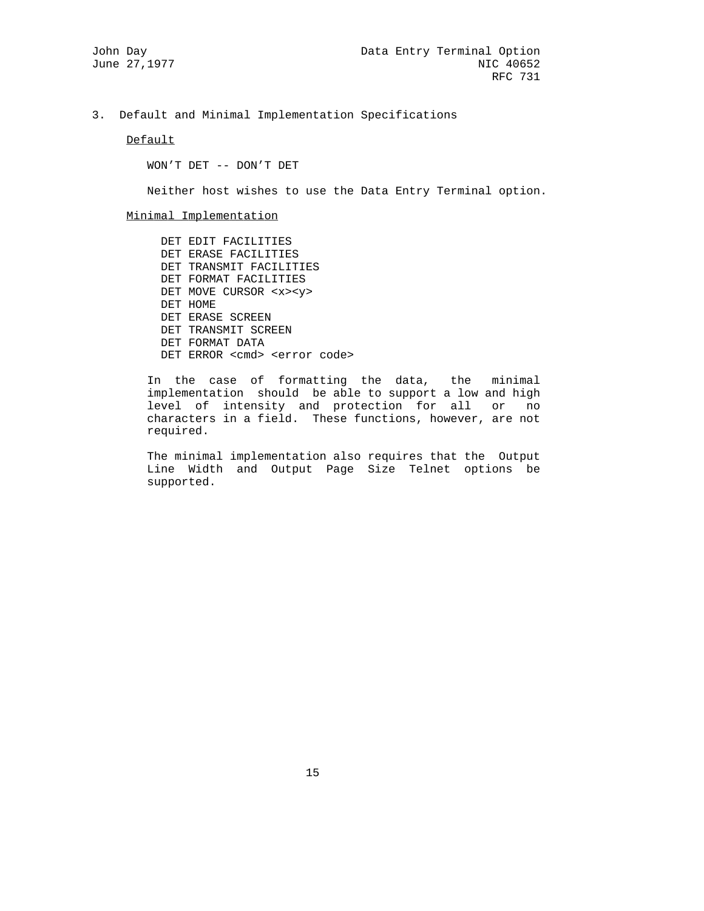## 3. Default and Minimal Implementation Specifications

Default

WON'T DET -- DON'T DET

Neither host wishes to use the Data Entry Terminal option.

Minimal Implementation

```
DET EDIT FACILITIES
DET ERASE FACILITIES
DET TRANSMIT FACILITIES
DET FORMAT FACILITIES
DET MOVE CURSOR <x><y>
DET HOME
DET ERASE SCREEN
DET TRANSMIT SCREEN
DET FORMAT DATA
DET ERROR <cmd> <error code>
```

In the case of formatting the data, the minimal implementation should be able to support a low and high level of intensity and protection for all or no characters in a field. These functions, however, are not required.

The minimal implementation also requires that the Output Line Width and Output Page Size Telnet options be supported.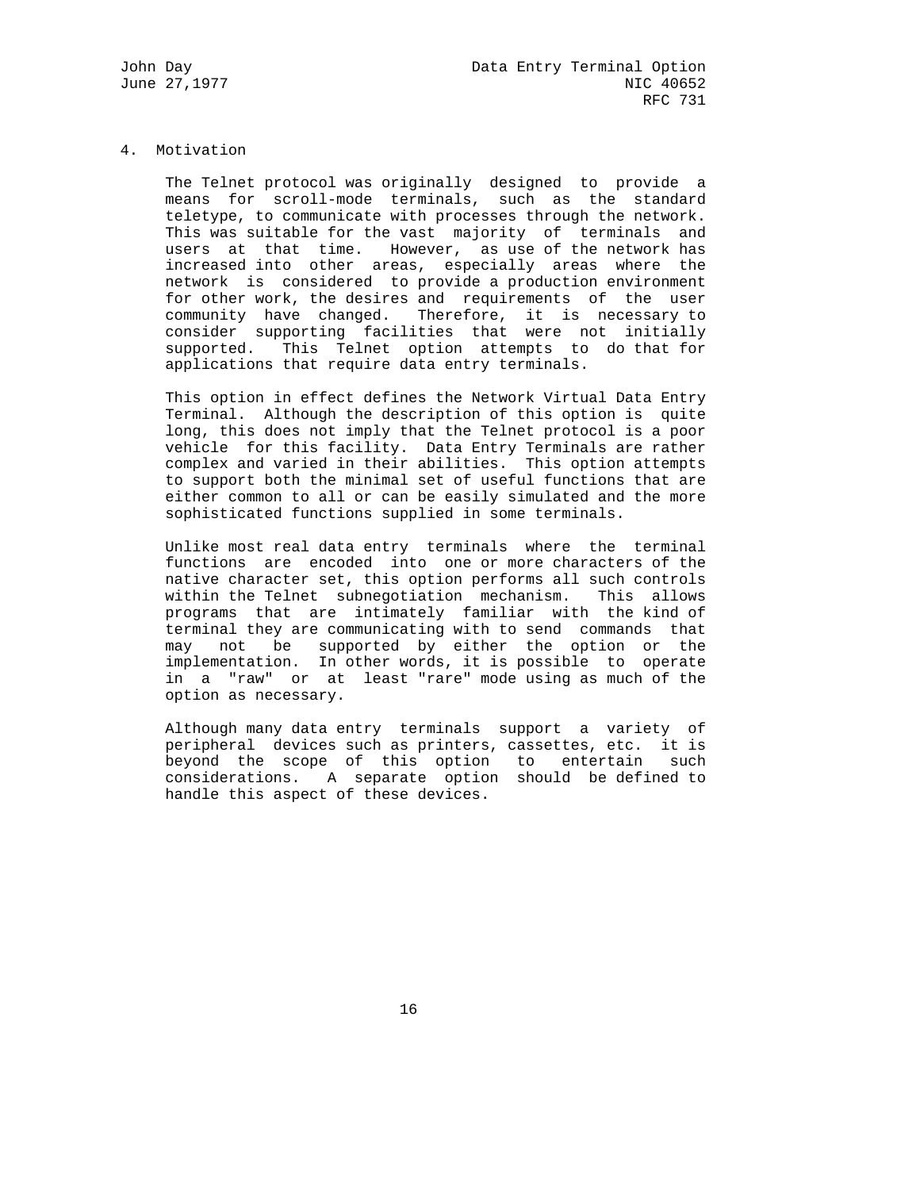## 4. Motivation

The Telnet protocol was originally designed to provide a means for scroll-mode terminals, such as the standard teletype, to communicate with processes through the network. This was suitable for the vast majority of terminals and users at that time. However, as use of the network has increased into other areas, especially areas where the network is considered to provide a production environment for other work, the desires and requirements of the user community have changed. Therefore, it is necessary to consider supporting facilities that were not initially supported. This Telnet option attempts to do that for applications that require data entry terminals.

This option in effect defines the Network Virtual Data Entry Terminal. Although the description of this option is quite long, this does not imply that the Telnet protocol is a poor vehicle for this facility. Data Entry Terminals are rather complex and varied in their abilities. This option attempts to support both the minimal set of useful functions that are either common to all or can be easily simulated and the more sophisticated functions supplied in some terminals.

Unlike most real data entry terminals where the terminal functions are encoded into one or more characters of the native character set, this option performs all such controls within the Telnet subnegotiation mechanism. This allows programs that are intimately familiar with the kind of terminal they are communicating with to send commands that may not be supported by either the option or the implementation. In other words, it is possible to operate in a "raw" or at least "rare" mode using as much of the option as necessary.

Although many data entry terminals support a variety of peripheral devices such as printers, cassettes, etc. it is beyond the scope of this option to entertain such considerations. A separate option should be defined to handle this aspect of these devices.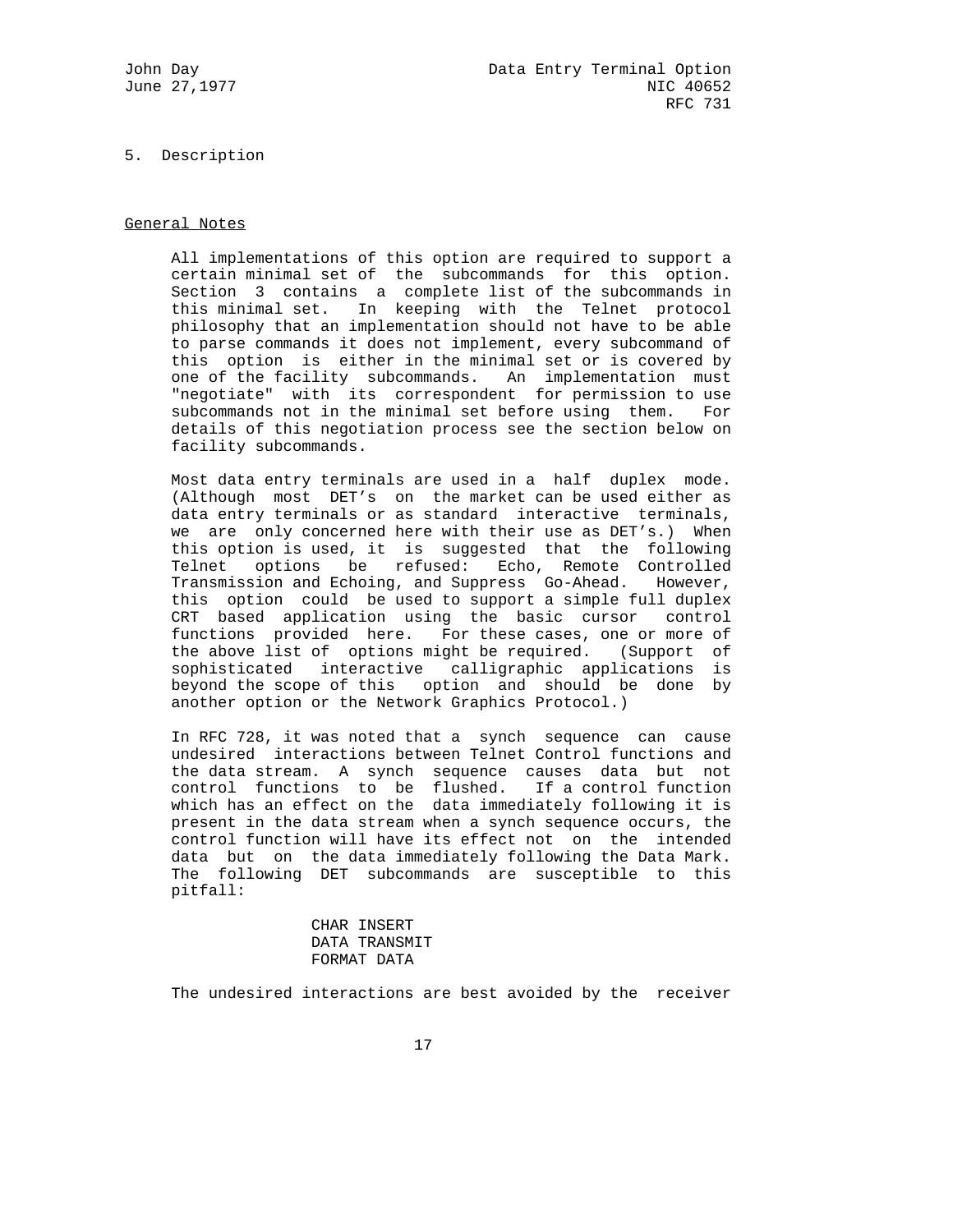## 5. Description

### General Notes

All implementations of this option are required to support a certain minimal set of the subcommands for this option. Section 3 contains a complete list of the subcommands in this minimal set. In keeping with the Telnet protocol philosophy that an implementation should not have to be able to parse commands it does not implement, every subcommand of this option is either in the minimal set or is covered by one of the facility subcommands. An implementation must "negotiate" with its correspondent for permission to use subcommands not in the minimal set before using them. For details of this negotiation process see the section below on facility subcommands.

Most data entry terminals are used in a half duplex mode. (Although most DET's on the market can be used either as data entry terminals or as standard interactive terminals, we are only concerned here with their use as DET's.) When this option is used, it is suggested that the following Telnet options be refused: Echo, Remote Controlled Transmission and Echoing, and Suppress Go-Ahead. However, this option could be used to support a simple full duplex CRT based application using the basic cursor control functions provided here. For these cases, one or more of the above list of options might be required. (Support of sophisticated interactive calligraphic applications is beyond the scope of this option and should be done by another option or the Network Graphics Protocol.)

In RFC 728, it was noted that a synch sequence can cause undesired interactions between Telnet Control functions and the data stream. A synch sequence causes data but not control functions to be flushed. If a control function which has an effect on the data immediately following it is present in the data stream when a synch sequence occurs, the control function will have its effect not on the intended data but on the data immediately following the Data Mark. The following DET subcommands are susceptible to this pitfall:

CHAR INSERT
DATA TRANSMIT
FORMAT DATA

The undesired interactions are best avoided by the receiver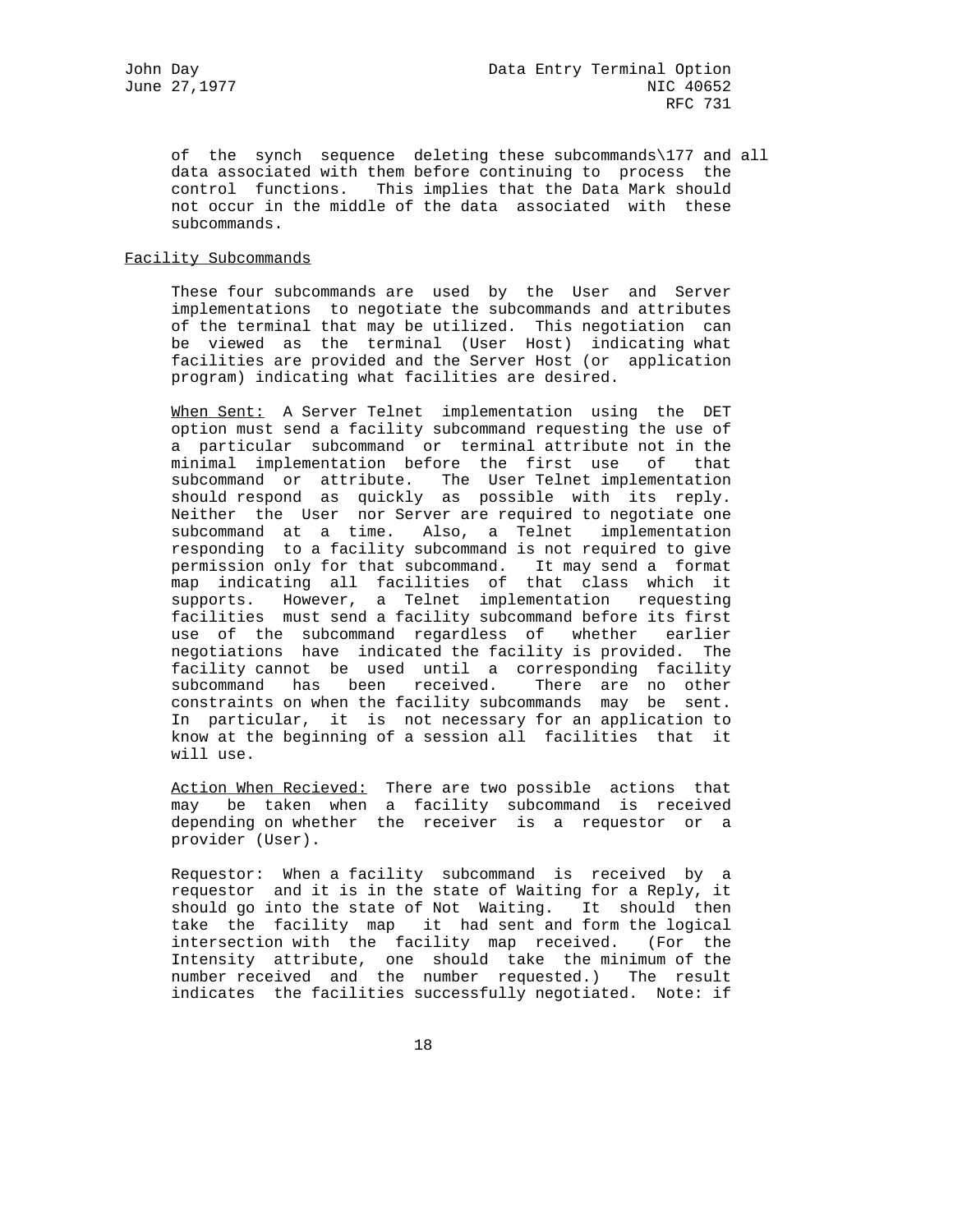of the synch sequence deleting these subcommands\177 and all data associated with them before continuing to process the control functions. This implies that the Data Mark should not occur in the middle of the data associated with these subcommands.

## Facility Subcommands

These four subcommands are used by the User and Server implementations to negotiate the subcommands and attributes of the terminal that may be utilized. This negotiation can be viewed as the terminal (User Host) indicating what facilities are provided and the Server Host (or application program) indicating what facilities are desired.

_When Sent:_ A Server Telnet implementation using the DET option must send a facility subcommand requesting the use of a particular subcommand or terminal attribute not in the minimal implementation before the first use of that subcommand or attribute. The User Telnet implementation should respond as quickly as possible with its reply. Neither the User nor Server are required to negotiate one subcommand at a time. Also, a Telnet implementation responding to a facility subcommand is not required to give permission only for that subcommand. It may send a format map indicating all facilities of that class which it supports. However, a Telnet implementation requesting facilities must send a facility subcommand before its first use of the subcommand regardless of whether earlier negotiations have indicated the facility is provided. The facility cannot be used until a corresponding facility subcommand has been received. There are no other constraints on when the facility subcommands may be sent. In particular, it is not necessary for an application to know at the beginning of a session all facilities that it will use.

_Action When Recieved:_ There are two possible actions that may be taken when a facility subcommand is received depending on whether the receiver is a requestor or a provider (User).

Requestor: When a facility subcommand is received by a requestor and it is in the state of Waiting for a Reply, it should go into the state of Not Waiting. It should then take the facility map it had sent and form the logical intersection with the facility map received. (For the Intensity attribute, one should take the minimum of the number received and the number requested.) The result indicates the facilities successfully negotiated. Note: if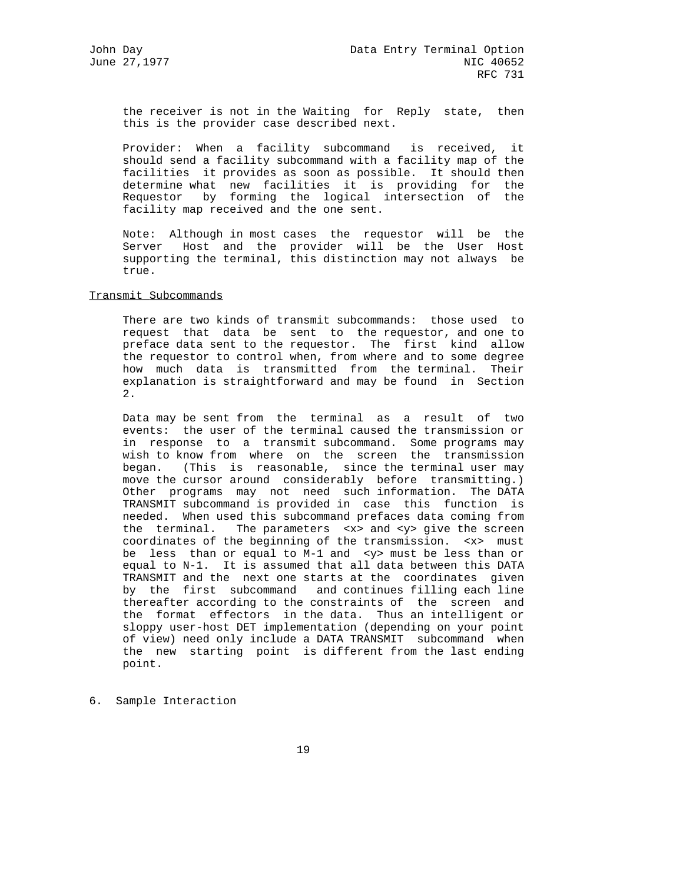the receiver is not in the Waiting for Reply state, then this is the provider case described next.

Provider: When a facility subcommand is received, it should send a facility subcommand with a facility map of the facilities it provides as soon as possible. It should then determine what new facilities it is providing for the Requestor by forming the logical intersection of the facility map received and the one sent.

Note: Although in most cases the requestor will be the Server Host and the provider will be the User Host supporting the terminal, this distinction may not always be true.

## Transmit Subcommands

There are two kinds of transmit subcommands: those used to request that data be sent to the requestor, and one to preface data sent to the requestor. The first kind allow the requestor to control when, from where and to some degree how much data is transmitted from the terminal. Their explanation is straightforward and may be found in Section 2.

Data may be sent from the terminal as a result of two events: the user of the terminal caused the transmission or in response to a transmit subcommand. Some programs may wish to know from where on the screen the transmission began. (This is reasonable, since the terminal user may move the cursor around considerably before transmitting.) Other programs may not need such information. The DATA TRANSMIT subcommand is provided in case this function is needed. When used this subcommand prefaces data coming from the terminal. The parameters <x> and <y> give the screen coordinates of the beginning of the transmission. <x> must be less than or equal to M-1 and <y> must be less than or equal to N-1. It is assumed that all data between this DATA TRANSMIT and the next one starts at the coordinates given by the first subcommand and continues filling each line thereafter according to the constraints of the screen and the format effectors in the data. Thus an intelligent or sloppy user-host DET implementation (depending on your point of view) need only include a DATA TRANSMIT subcommand when the new starting point is different from the last ending point.

# 6. Sample Interaction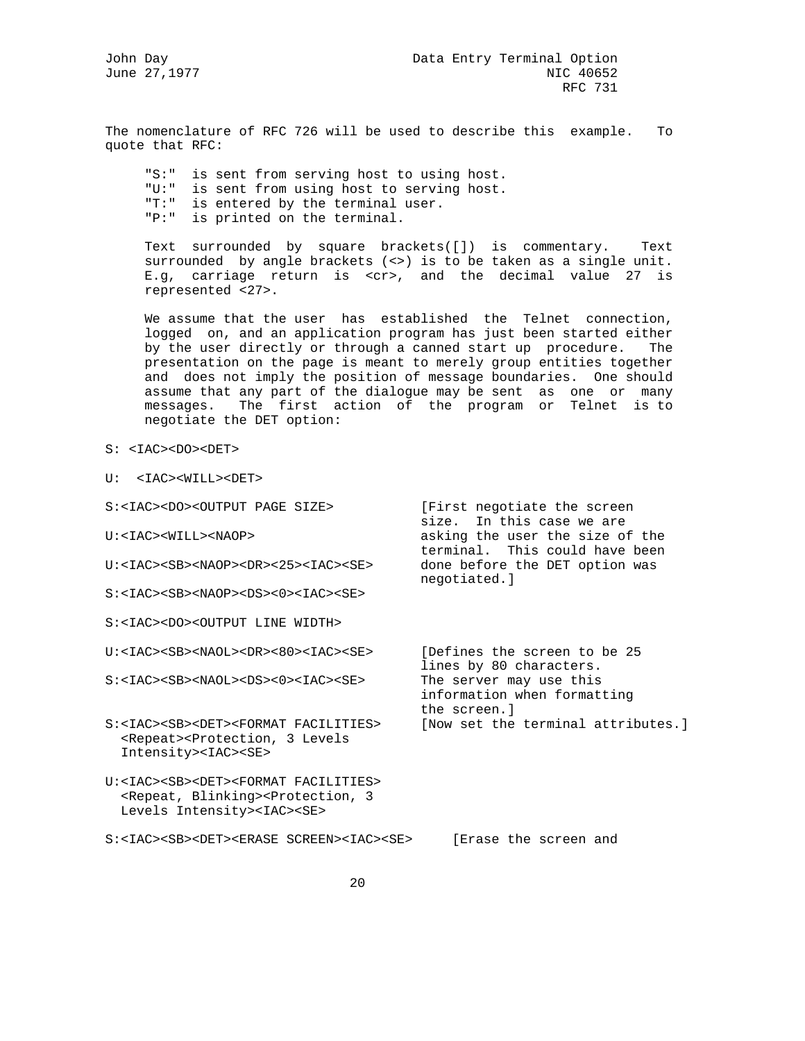The nomenclature of RFC 726 will be used to describe this example. To quote that RFC:

> "S:" is sent from serving host to using host.
> "U:" is sent from using host to serving host.
> "T:" is entered by the terminal user.
> "P:" is printed on the terminal.
>
> Text surrounded by square brackets([]) is commentary. Text surrounded by angle brackets (<>) is to be taken as a single unit. E.g, carriage return is <cr>, and the decimal value 27 is represented <27>.
>
> We assume that the user has established the Telnet connection, logged on, and an application program has just been started either by the user directly or through a canned start up procedure. The presentation on the page is meant to merely group entities together and does not imply the position of message boundaries. One should assume that any part of the dialogue may be sent as one or many messages. The first action of the program or Telnet is to negotiate the DET option:

```
S: <IAC><DO><DET>

U:  <IAC><WILL><DET>

S:<IAC><DO><OUTPUT PAGE SIZE>           [First negotiate the screen
                                        size.  In this case we are
U:<IAC><WILL><NAOP>                     asking the user the size of the
                                        terminal.  This could have been
U:<IAC><SB><NAOP><DR><25><IAC><SE>      done before the DET option was
                                        negotiated.]
S:<IAC><SB><NAOP><DS><0><IAC><SE>

S:<IAC><DO><OUTPUT LINE WIDTH>

U:<IAC><SB><NAOL><DR><80><IAC><SE>      [Defines the screen to be 25
                                        lines by 80 characters.
S:<IAC><SB><NAOL><DS><0><IAC><SE>       The server may use this
                                        information when formatting
                                        the screen.]
S:<IAC><SB><DET><FORMAT FACILITIES>     [Now set the terminal attributes.]
  <Repeat><Protection, 3 Levels
  Intensity><IAC><SE>

U:<IAC><SB><DET><FORMAT FACILITIES>
  <Repeat, Blinking><Protection, 3
  Levels Intensity><IAC><SE>

S:<IAC><SB><DET><ERASE SCREEN><IAC><SE>     [Erase the screen and
```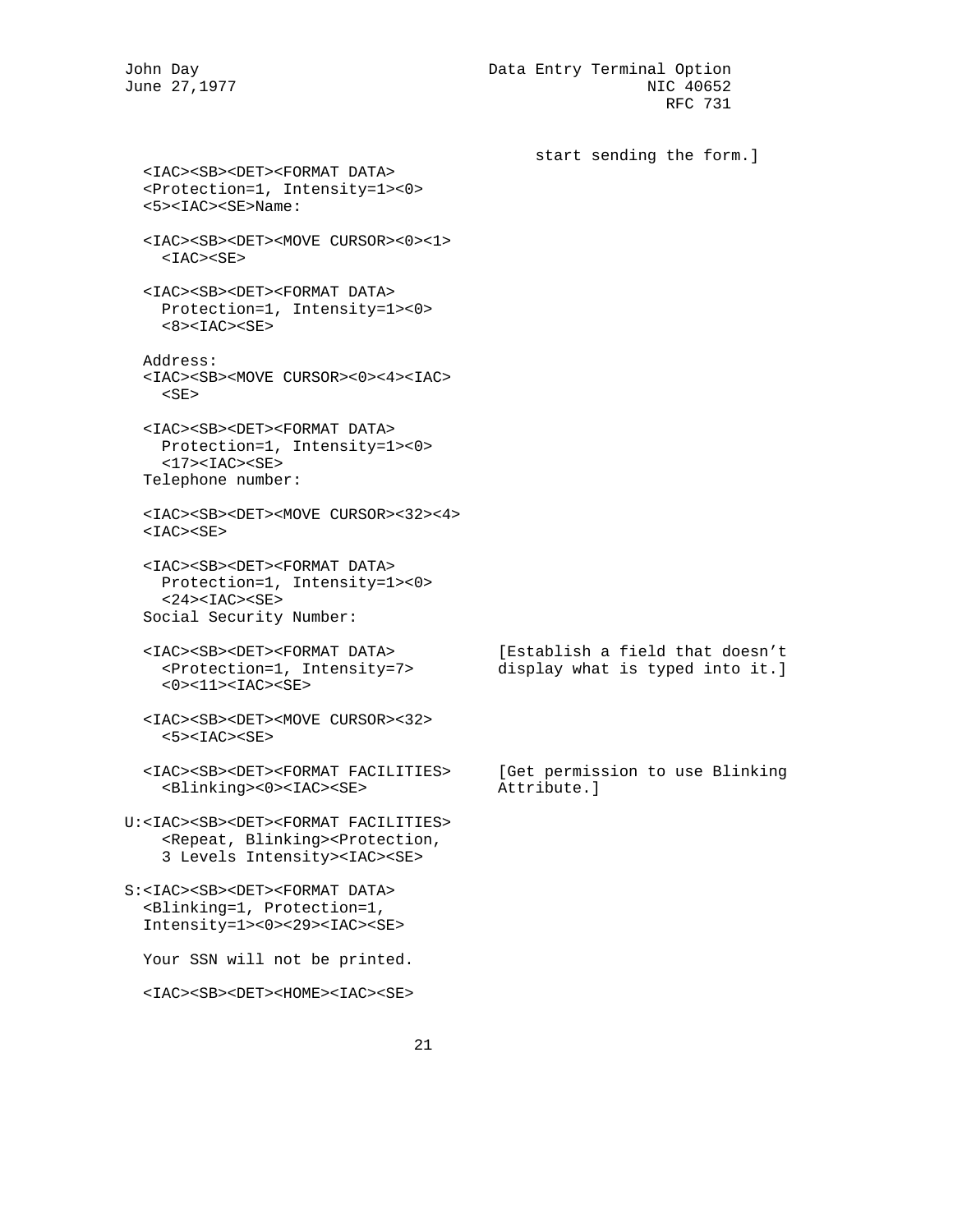```
                                          start sending the form.]
  <IAC><SB><DET><FORMAT DATA>
  <Protection=1, Intensity=1><0>
  <5><IAC><SE>Name:

  <IAC><SB><DET><MOVE CURSOR><0><1>
    <IAC><SE>

  <IAC><SB><DET><FORMAT DATA>
    Protection=1, Intensity=1><0>
    <8><IAC><SE>

  Address:
  <IAC><SB><MOVE CURSOR><0><4><IAC>
    <SE>

  <IAC><SB><DET><FORMAT DATA>
    Protection=1, Intensity=1><0>
    <17><IAC><SE>
  Telephone number:

  <IAC><SB><DET><MOVE CURSOR><32><4>
  <IAC><SE>

  <IAC><SB><DET><FORMAT DATA>
    Protection=1, Intensity=1><0>
    <24><IAC><SE>
  Social Security Number:

  <IAC><SB><DET><FORMAT DATA>          [Establish a field that doesn't
    <Protection=1, Intensity=7>        display what is typed into it.]
    <0><11><IAC><SE>

  <IAC><SB><DET><MOVE CURSOR><32>
    <5><IAC><SE>

  <IAC><SB><DET><FORMAT FACILITIES>    [Get permission to use Blinking
    <Blinking><0><IAC><SE>             Attribute.]

U:<IAC><SB><DET><FORMAT FACILITIES>
    <Repeat, Blinking><Protection,
    3 Levels Intensity><IAC><SE>

S:<IAC><SB><DET><FORMAT DATA>
  <Blinking=1, Protection=1,
  Intensity=1><0><29><IAC><SE>

  Your SSN will not be printed.

  <IAC><SB><DET><HOME><IAC><SE>
```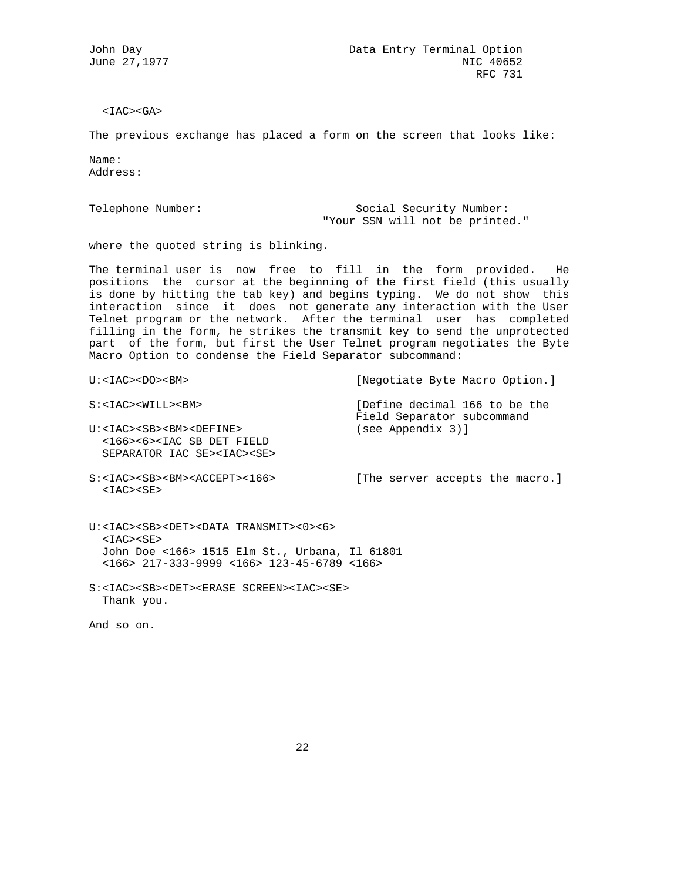```
  <IAC><GA>
```

The previous exchange has placed a form on the screen that looks like:

```
Name:
Address:


Telephone Number:                      Social Security Number:
                               "Your SSN will not be printed."
```

where the quoted string is blinking.

The terminal user is now free to fill in the form provided. He positions the cursor at the beginning of the first field (this usually is done by hitting the tab key) and begins typing. We do not show this interaction since it does not generate any interaction with the User Telnet program or the network. After the terminal user has completed filling in the form, he strikes the transmit key to send the unprotected part of the form, but first the User Telnet program negotiates the Byte Macro Option to condense the Field Separator subcommand:

```
U:<IAC><DO><BM>                      [Negotiate Byte Macro Option.]

S:<IAC><WILL><BM>                    [Define decimal 166 to be the
                                     Field Separator subcommand
U:<IAC><SB><BM><DEFINE>              (see Appendix 3)]
  <166><6><IAC SB DET FIELD
  SEPARATOR IAC SE><IAC><SE>

S:<IAC><SB><BM><ACCEPT><166>         [The server accepts the macro.]
  <IAC><SE>


U:<IAC><SB><DET><DATA TRANSMIT><0><6>
  <IAC><SE>
  John Doe <166> 1515 Elm St., Urbana, Il 61801
  <166> 217-333-9999 <166> 123-45-6789 <166>

S:<IAC><SB><DET><ERASE SCREEN><IAC><SE>
  Thank you.
```

And so on.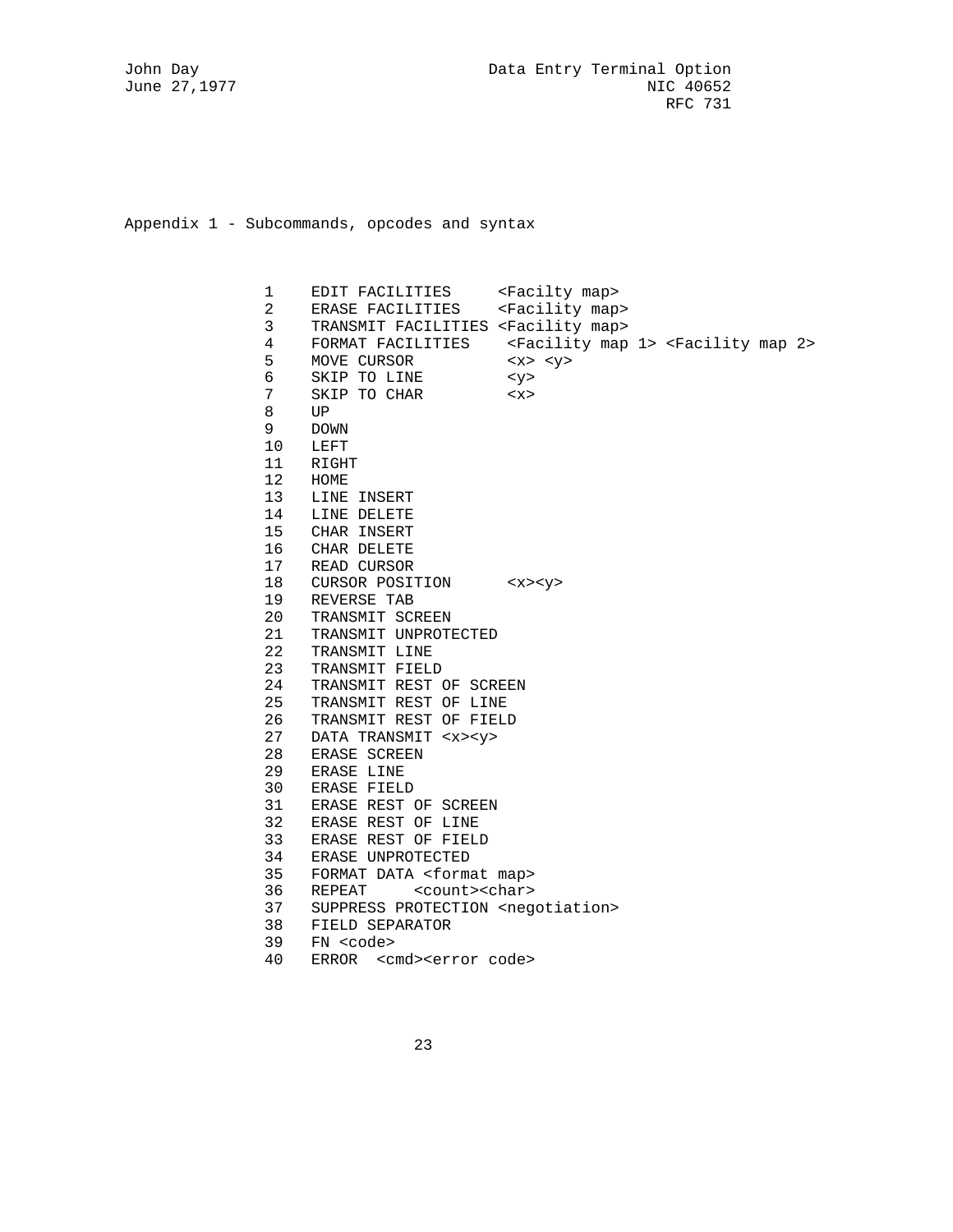Appendix 1 - Subcommands, opcodes and syntax

```
1    EDIT FACILITIES     <Facilty map>
2    ERASE FACILITIES    <Facility map>
3    TRANSMIT FACILITIES <Facility map>
4    FORMAT FACILITIES    <Facility map 1> <Facility map 2>
5    MOVE CURSOR          <x> <y>
6    SKIP TO LINE         <y>
7    SKIP TO CHAR         <x>
8    UP
9    DOWN
10   LEFT
11   RIGHT
12   HOME
13   LINE INSERT
14   LINE DELETE
15   CHAR INSERT
16   CHAR DELETE
17   READ CURSOR
18   CURSOR POSITION      <x><y>
19   REVERSE TAB
20   TRANSMIT SCREEN
21   TRANSMIT UNPROTECTED
22   TRANSMIT LINE
23   TRANSMIT FIELD
24   TRANSMIT REST OF SCREEN
25   TRANSMIT REST OF LINE
26   TRANSMIT REST OF FIELD
27   DATA TRANSMIT <x><y>
28   ERASE SCREEN
29   ERASE LINE
30   ERASE FIELD
31   ERASE REST OF SCREEN
32   ERASE REST OF LINE
33   ERASE REST OF FIELD
34   ERASE UNPROTECTED
35   FORMAT DATA <format map>
36   REPEAT     <count><char>
37   SUPPRESS PROTECTION <negotiation>
38   FIELD SEPARATOR
39   FN <code>
40   ERROR  <cmd><error code>
```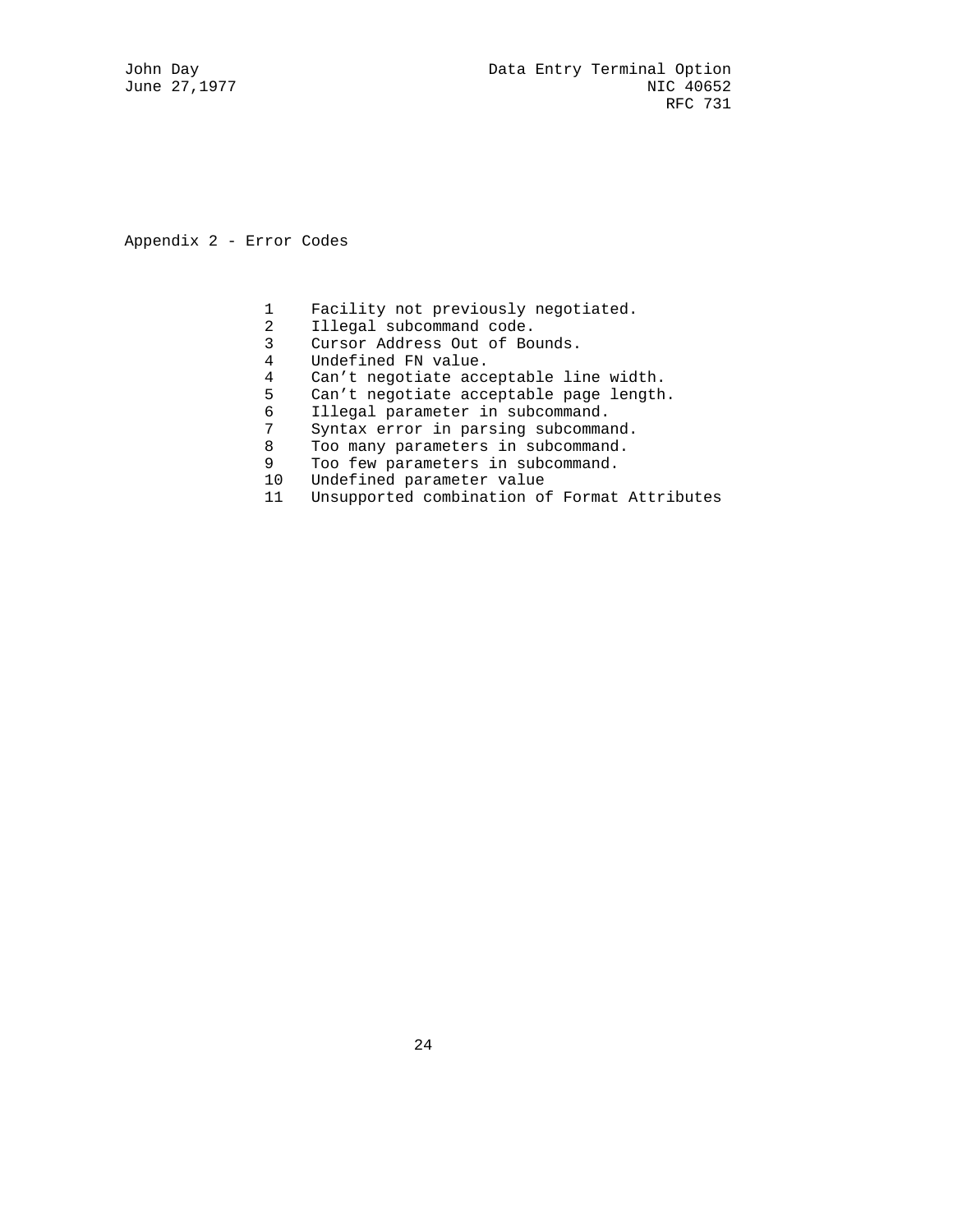## Appendix 2 - Error Codes

```
1    Facility not previously negotiated.
2    Illegal subcommand code.
3    Cursor Address Out of Bounds.
4    Undefined FN value.
4    Can't negotiate acceptable line width.
5    Can't negotiate acceptable page length.
6    Illegal parameter in subcommand.
7    Syntax error in parsing subcommand.
8    Too many parameters in subcommand.
9    Too few parameters in subcommand.
10   Undefined parameter value
11   Unsupported combination of Format Attributes
```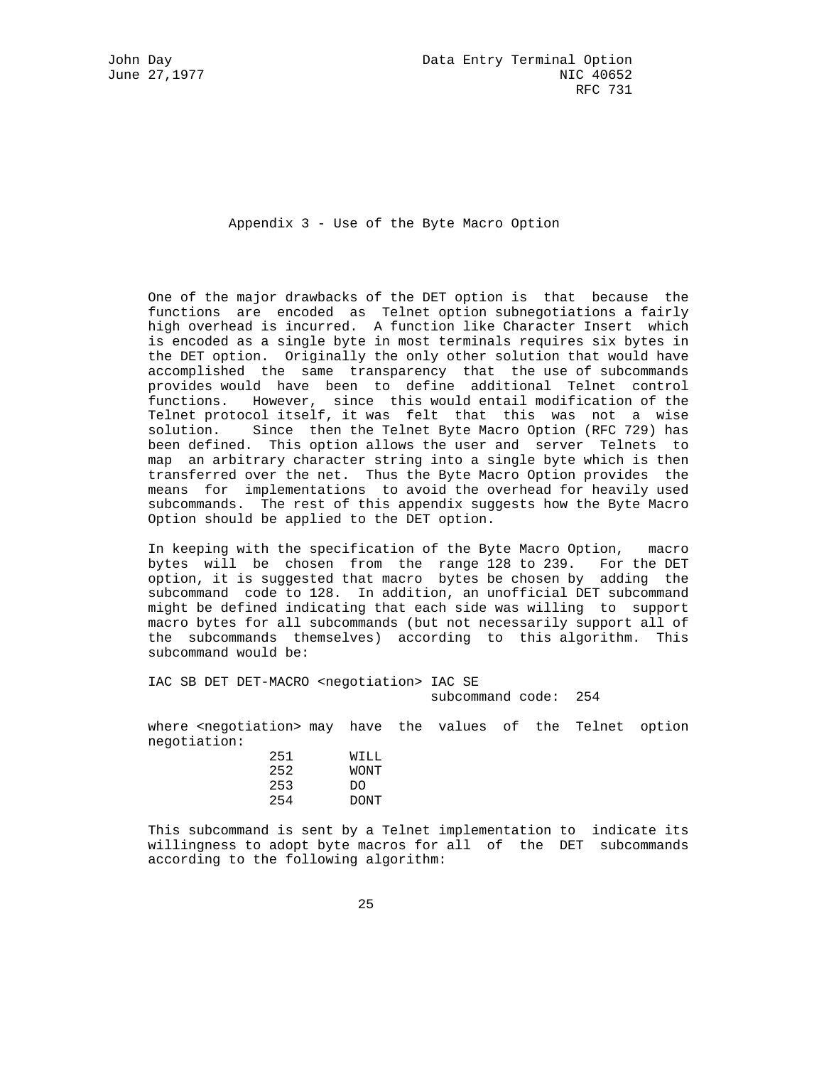## Appendix 3 - Use of the Byte Macro Option

One of the major drawbacks of the DET option is that because the functions are encoded as Telnet option subnegotiations a fairly high overhead is incurred. A function like Character Insert which is encoded as a single byte in most terminals requires six bytes in the DET option. Originally the only other solution that would have accomplished the same transparency that the use of subcommands provides would have been to define additional Telnet control functions. However, since this would entail modification of the Telnet protocol itself, it was felt that this was not a wise solution. Since then the Telnet Byte Macro Option (RFC 729) has been defined. This option allows the user and server Telnets to map an arbitrary character string into a single byte which is then transferred over the net. Thus the Byte Macro Option provides the means for implementations to avoid the overhead for heavily used subcommands. The rest of this appendix suggests how the Byte Macro Option should be applied to the DET option.

In keeping with the specification of the Byte Macro Option, macro bytes will be chosen from the range 128 to 239. For the DET option, it is suggested that macro bytes be chosen by adding the subcommand code to 128. In addition, an unofficial DET subcommand might be defined indicating that each side was willing to support macro bytes for all subcommands (but not necessarily support all of the subcommands themselves) according to this algorithm. This subcommand would be:

```
IAC SB DET DET-MACRO <negotiation> IAC SE
                                   subcommand code:  254
```

where <negotiation> may have the values of the Telnet option negotiation:

```
251       WILL
252       WONT
253       DO
254       DONT
```

This subcommand is sent by a Telnet implementation to indicate its willingness to adopt byte macros for all of the DET subcommands according to the following algorithm: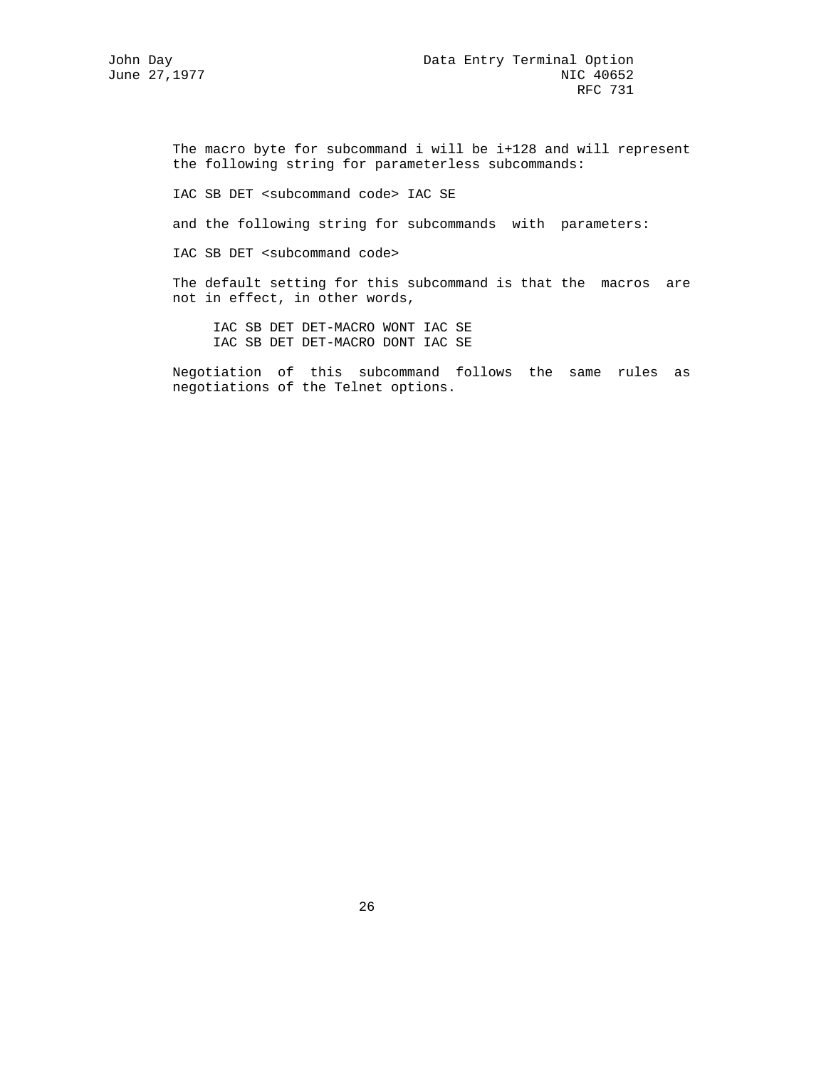The macro byte for subcommand i will be i+128 and will represent the following string for parameterless subcommands:

IAC SB DET <subcommand code> IAC SE

and the following string for subcommands with parameters:

IAC SB DET <subcommand code>

The default setting for this subcommand is that the macros are not in effect, in other words,

```
IAC SB DET DET-MACRO WONT IAC SE
IAC SB DET DET-MACRO DONT IAC SE
```

Negotiation of this subcommand follows the same rules as negotiations of the Telnet options.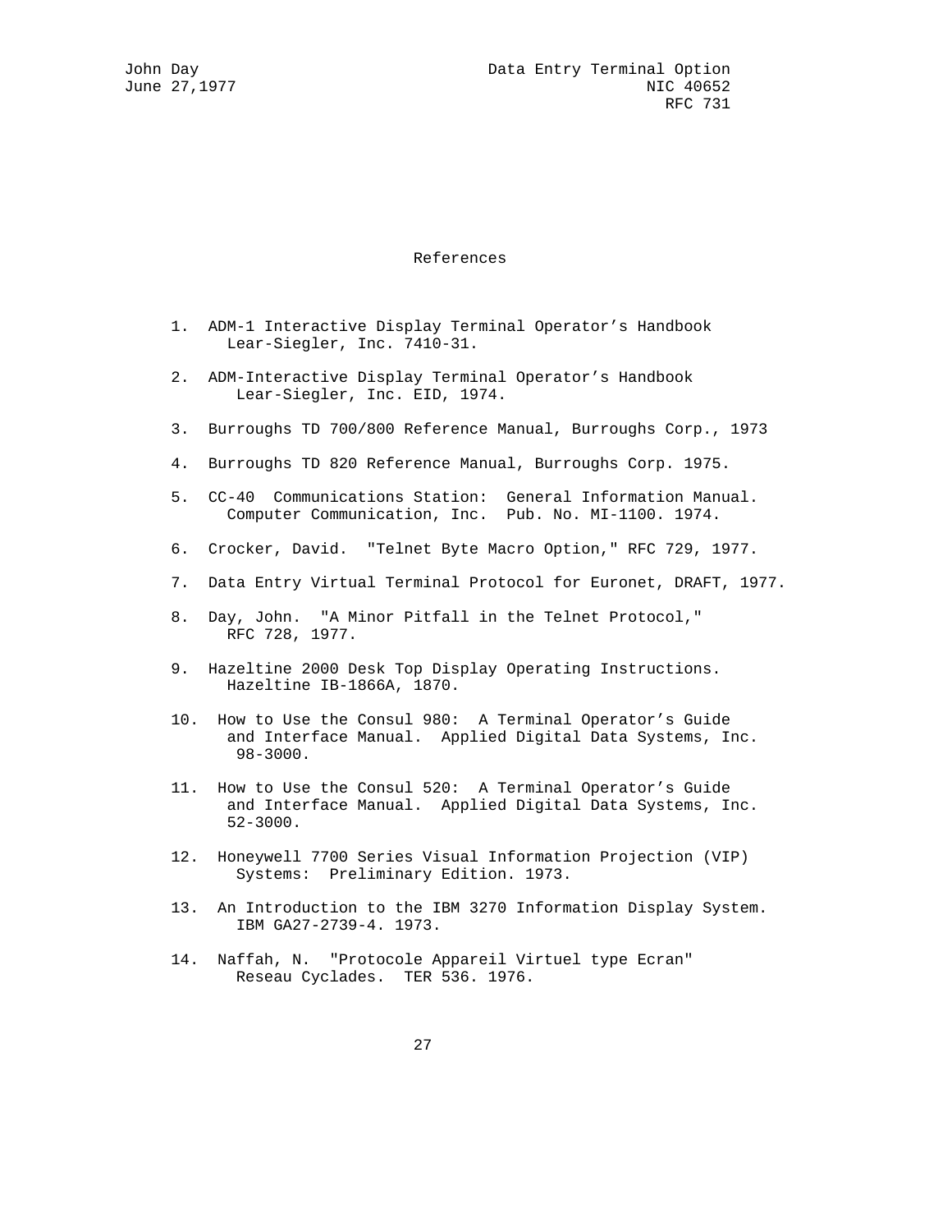## References

1. ADM-1 Interactive Display Terminal Operator’s Handbook Lear-Siegler, Inc. 7410-31.

2. ADM-Interactive Display Terminal Operator’s Handbook Lear-Siegler, Inc. EID, 1974.

3. Burroughs TD 700/800 Reference Manual, Burroughs Corp., 1973

4. Burroughs TD 820 Reference Manual, Burroughs Corp. 1975.

5. CC-40 Communications Station: General Information Manual. Computer Communication, Inc. Pub. No. MI-1100. 1974.

6. Crocker, David. "Telnet Byte Macro Option," RFC 729, 1977.

7. Data Entry Virtual Terminal Protocol for Euronet, DRAFT, 1977.

8. Day, John. "A Minor Pitfall in the Telnet Protocol," RFC 728, 1977.

9. Hazeltine 2000 Desk Top Display Operating Instructions. Hazeltine IB-1866A, 1870.

10. How to Use the Consul 980: A Terminal Operator’s Guide and Interface Manual. Applied Digital Data Systems, Inc. 98-3000.

11. How to Use the Consul 520: A Terminal Operator’s Guide and Interface Manual. Applied Digital Data Systems, Inc. 52-3000.

12. Honeywell 7700 Series Visual Information Projection (VIP) Systems: Preliminary Edition. 1973.

13. An Introduction to the IBM 3270 Information Display System. IBM GA27-2739-4. 1973.

14. Naffah, N. "Protocole Appareil Virtuel type Ecran" Reseau Cyclades. TER 536. 1976.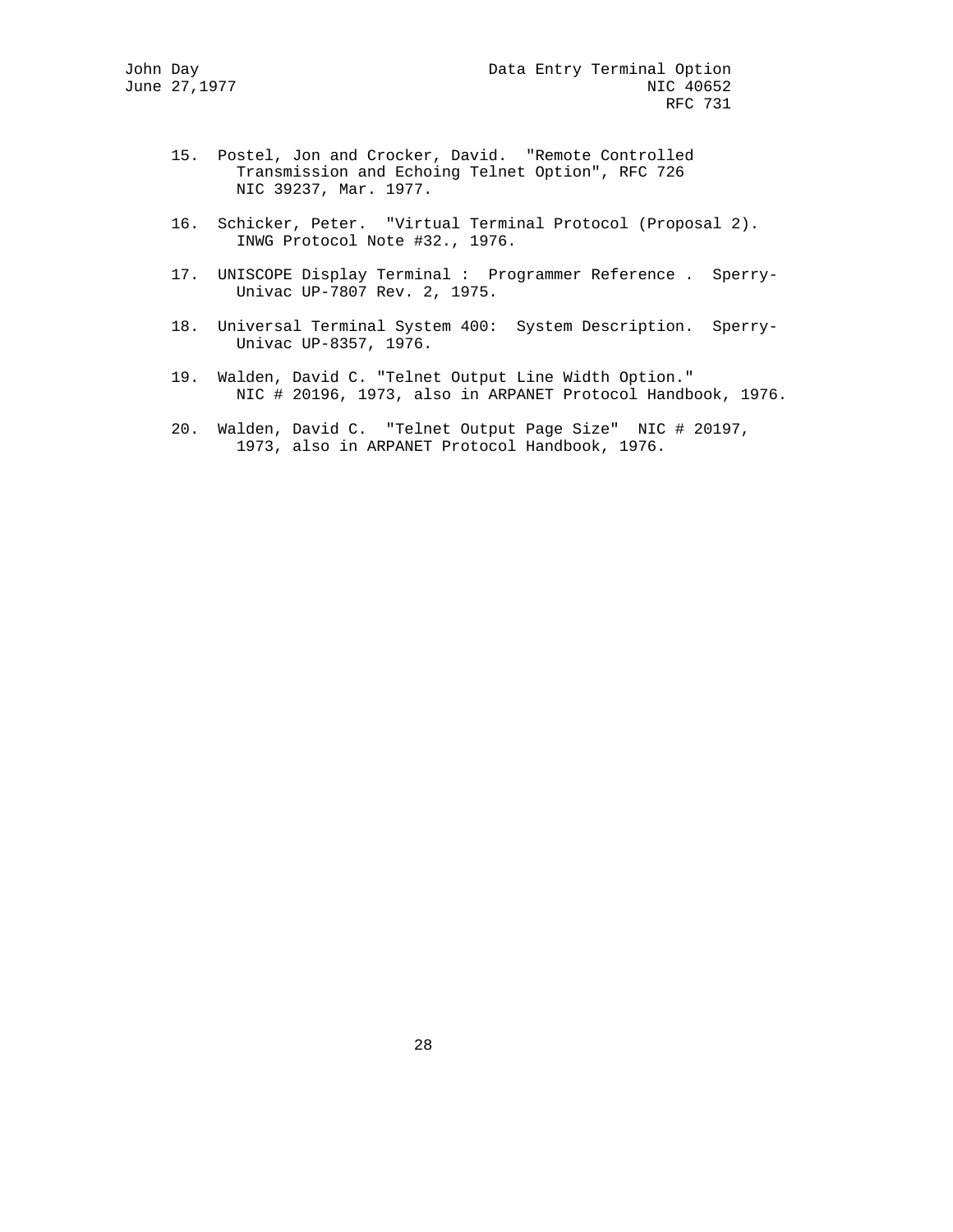15. Postel, Jon and Crocker, David. "Remote Controlled Transmission and Echoing Telnet Option", RFC 726 NIC 39237, Mar. 1977.

16. Schicker, Peter. "Virtual Terminal Protocol (Proposal 2). INWG Protocol Note #32., 1976.

17. UNISCOPE Display Terminal : Programmer Reference . Sperry-Univac UP-7807 Rev. 2, 1975.

18. Universal Terminal System 400: System Description. Sperry-Univac UP-8357, 1976.

19. Walden, David C. "Telnet Output Line Width Option." NIC # 20196, 1973, also in ARPANET Protocol Handbook, 1976.

20. Walden, David C. "Telnet Output Page Size" NIC # 20197, 1973, also in ARPANET Protocol Handbook, 1976.